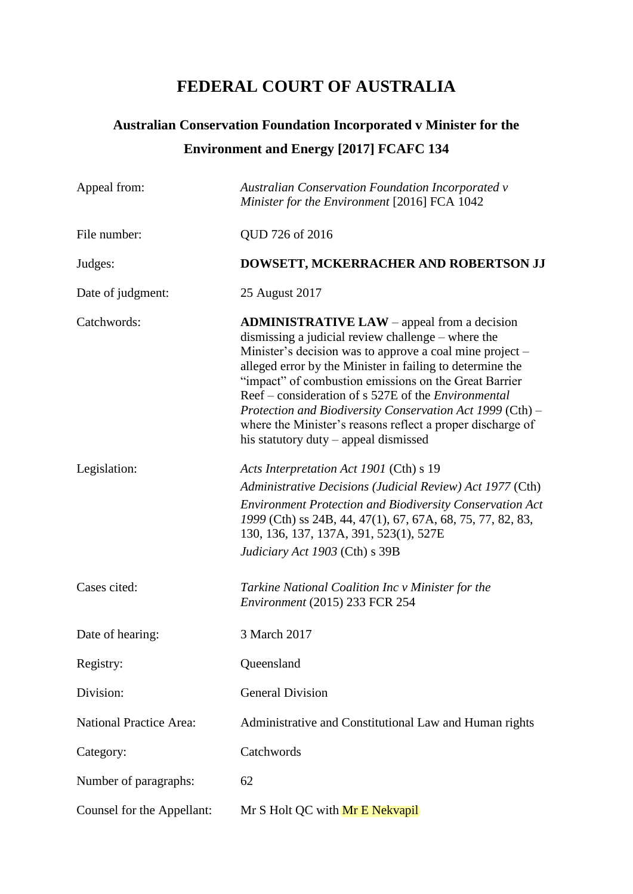# FEDERAL COURT OF AUSTRALIA

## Australian Conservation Foundation Incorporated v Minister for the Environment and Energy [2017] FCAFC 134

| | |
|---|---|
| Appeal from: | *Australian Conservation Foundation Incorporated v Minister for the Environment* [2016] FCA 1042 |
| File number: | QUD 726 of 2016 |
| Judges: | **DOWSETT, MCKERRACHER AND ROBERTSON JJ** |
| Date of judgment: | 25 August 2017 |
| Catchwords: | **ADMINISTRATIVE LAW** – appeal from a decision dismissing a judicial review challenge – where the Minister's decision was to approve a coal mine project – alleged error by the Minister in failing to determine the "impact" of combustion emissions on the Great Barrier Reef – consideration of s 527E of the *Environmental Protection and Biodiversity Conservation Act 1999* (Cth) – where the Minister's reasons reflect a proper discharge of his statutory duty – appeal dismissed |
| Legislation: | *Acts Interpretation Act 1901* (Cth) s 19<br>*Administrative Decisions (Judicial Review) Act 1977* (Cth)<br>*Environment Protection and Biodiversity Conservation Act 1999* (Cth) ss 24B, 44, 47(1), 67, 67A, 68, 75, 77, 82, 83, 130, 136, 137, 137A, 391, 523(1), 527E<br>*Judiciary Act 1903* (Cth) s 39B |
| Cases cited: | *Tarkine National Coalition Inc v Minister for the Environment* (2015) 233 FCR 254 |
| Date of hearing: | 3 March 2017 |
| Registry: | Queensland |
| Division: | General Division |
| National Practice Area: | Administrative and Constitutional Law and Human rights |
| Category: | Catchwords |
| Number of paragraphs: | 62 |
| Counsel for the Appellant: | Mr S Holt QC with Mr E Nekvapil |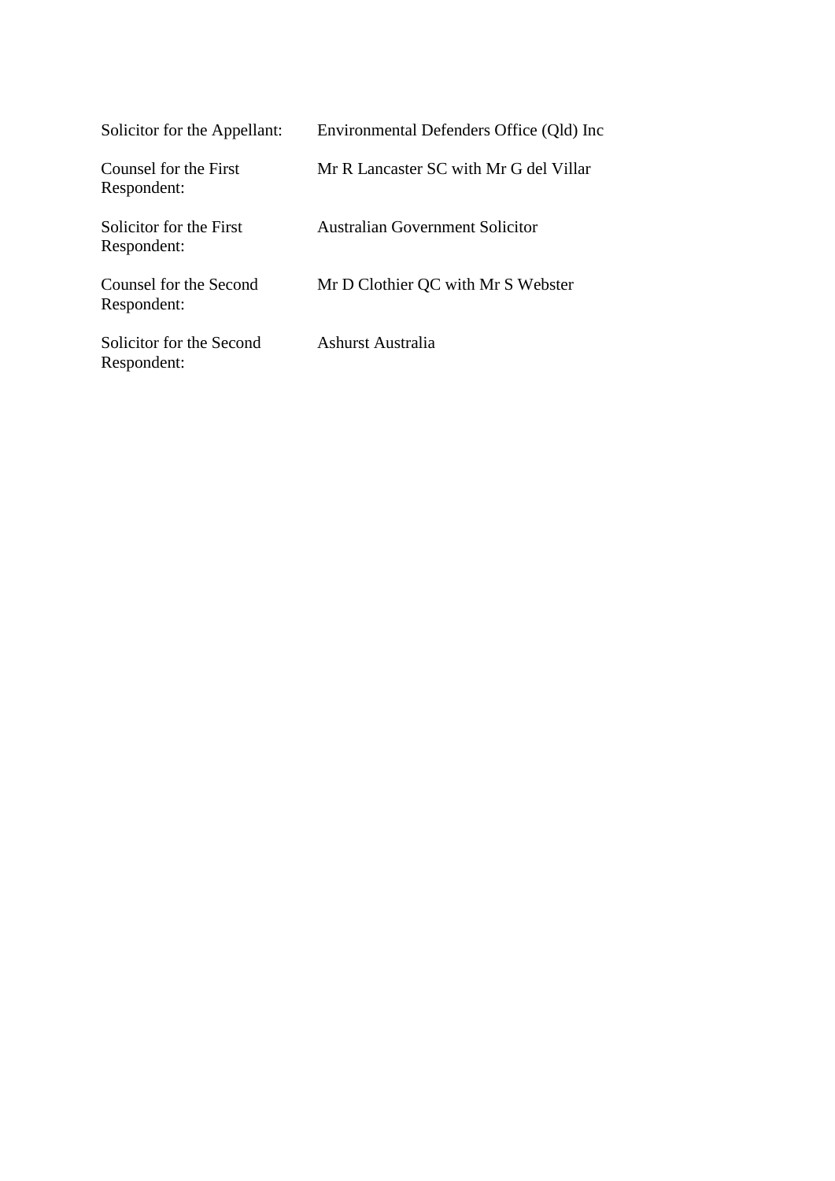| | |
|---|---|
| Solicitor for the Appellant: | Environmental Defenders Office (Qld) Inc |
| Counsel for the First Respondent: | Mr R Lancaster SC with Mr G del Villar |
| Solicitor for the First Respondent: | Australian Government Solicitor |
| Counsel for the Second Respondent: | Mr D Clothier QC with Mr S Webster |
| Solicitor for the Second Respondent: | Ashurst Australia |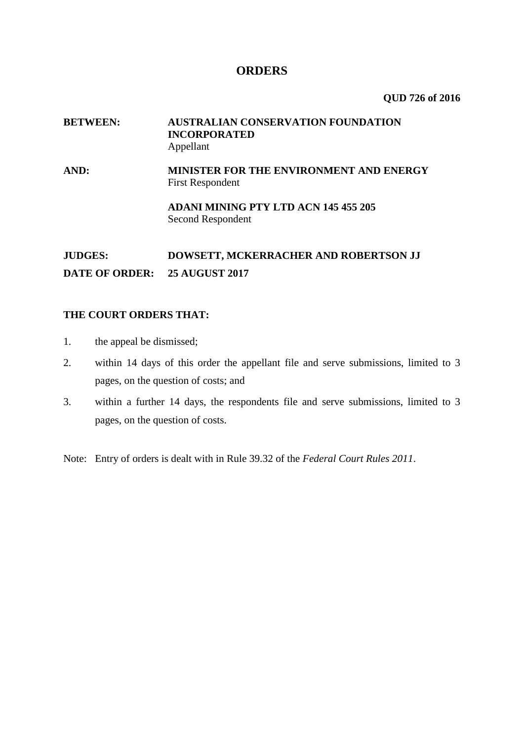# ORDERS

**QUD 726 of 2016**

| | |
|---|---|
| **BETWEEN:** | **AUSTRALIAN CONSERVATION FOUNDATION INCORPORATED**<br>Appellant |
| **AND:** | **MINISTER FOR THE ENVIRONMENT AND ENERGY**<br>First Respondent |
| | **ADANI MINING PTY LTD ACN 145 455 205**<br>Second Respondent |

| | |
|---|---|
| **JUDGES:** | **DOWSETT, MCKERRACHER AND ROBERTSON JJ** |
| **DATE OF ORDER:** | **25 AUGUST 2017** |

**THE COURT ORDERS THAT:**

1. the appeal be dismissed;
2. within 14 days of this order the appellant file and serve submissions, limited to 3 pages, on the question of costs; and
3. within a further 14 days, the respondents file and serve submissions, limited to 3 pages, on the question of costs.

Note: Entry of orders is dealt with in Rule 39.32 of the *Federal Court Rules 2011*.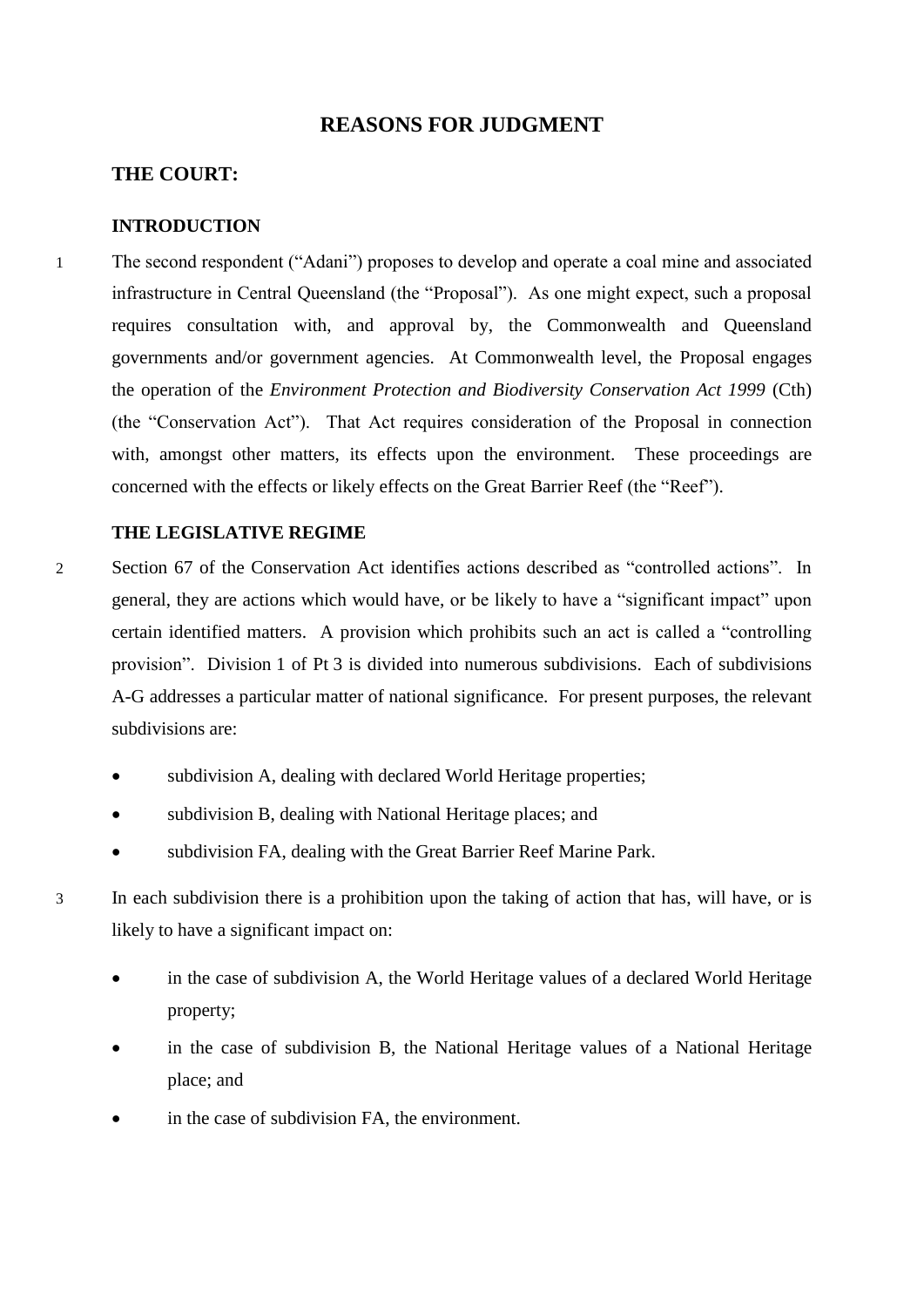# REASONS FOR JUDGMENT

## THE COURT:

### INTRODUCTION

1 The second respondent ("Adani") proposes to develop and operate a coal mine and associated infrastructure in Central Queensland (the "Proposal"). As one might expect, such a proposal requires consultation with, and approval by, the Commonwealth and Queensland governments and/or government agencies. At Commonwealth level, the Proposal engages the operation of the *Environment Protection and Biodiversity Conservation Act 1999* (Cth) (the "Conservation Act"). That Act requires consideration of the Proposal in connection with, amongst other matters, its effects upon the environment. These proceedings are concerned with the effects or likely effects on the Great Barrier Reef (the "Reef").

### THE LEGISLATIVE REGIME

2 Section 67 of the Conservation Act identifies actions described as "controlled actions". In general, they are actions which would have, or be likely to have a "significant impact" upon certain identified matters. A provision which prohibits such an act is called a "controlling provision". Division 1 of Pt 3 is divided into numerous subdivisions. Each of subdivisions A-G addresses a particular matter of national significance. For present purposes, the relevant subdivisions are:

- subdivision A, dealing with declared World Heritage properties;
- subdivision B, dealing with National Heritage places; and
- subdivision FA, dealing with the Great Barrier Reef Marine Park.

3 In each subdivision there is a prohibition upon the taking of action that has, will have, or is likely to have a significant impact on:

- in the case of subdivision A, the World Heritage values of a declared World Heritage property;
- in the case of subdivision B, the National Heritage values of a National Heritage place; and
- in the case of subdivision FA, the environment.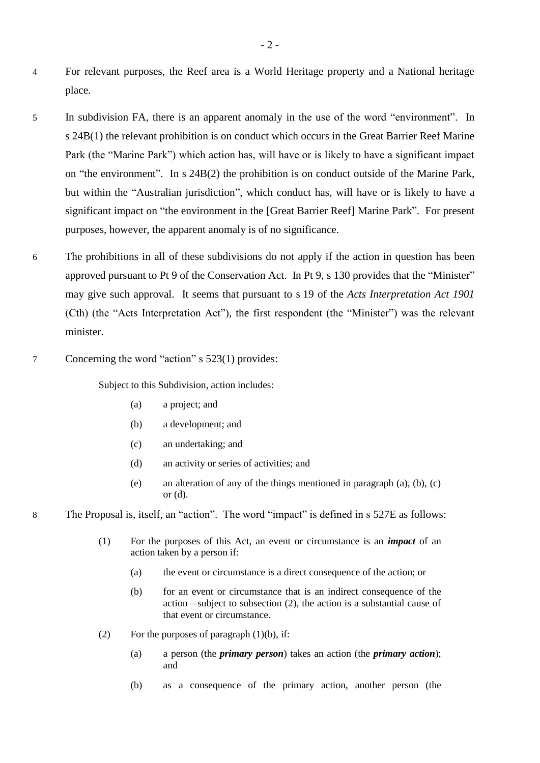4 For relevant purposes, the Reef area is a World Heritage property and a National heritage place.

5 In subdivision FA, there is an apparent anomaly in the use of the word "environment". In s 24B(1) the relevant prohibition is on conduct which occurs in the Great Barrier Reef Marine Park (the "Marine Park") which action has, will have or is likely to have a significant impact on "the environment". In s 24B(2) the prohibition is on conduct outside of the Marine Park, but within the "Australian jurisdiction", which conduct has, will have or is likely to have a significant impact on "the environment in the [Great Barrier Reef] Marine Park". For present purposes, however, the apparent anomaly is of no significance.

6 The prohibitions in all of these subdivisions do not apply if the action in question has been approved pursuant to Pt 9 of the Conservation Act. In Pt 9, s 130 provides that the "Minister" may give such approval. It seems that pursuant to s 19 of the *Acts Interpretation Act 1901* (Cth) (the "Acts Interpretation Act"), the first respondent (the "Minister") was the relevant minister.

7 Concerning the word "action" s 523(1) provides:

> Subject to this Subdivision, action includes:
>
> (a) a project; and
>
> (b) a development; and
>
> (c) an undertaking; and
>
> (d) an activity or series of activities; and
>
> (e) an alteration of any of the things mentioned in paragraph (a), (b), (c) or (d).

8 The Proposal is, itself, an "action". The word "impact" is defined in s 527E as follows:

> (1) For the purposes of this Act, an event or circumstance is an ***impact*** of an action taken by a person if:
>
> (a) the event or circumstance is a direct consequence of the action; or
>
> (b) for an event or circumstance that is an indirect consequence of the action—subject to subsection (2), the action is a substantial cause of that event or circumstance.
>
> (2) For the purposes of paragraph (1)(b), if:
>
> (a) a person (the ***primary person***) takes an action (the ***primary action***); and
>
> (b) as a consequence of the primary action, another person (the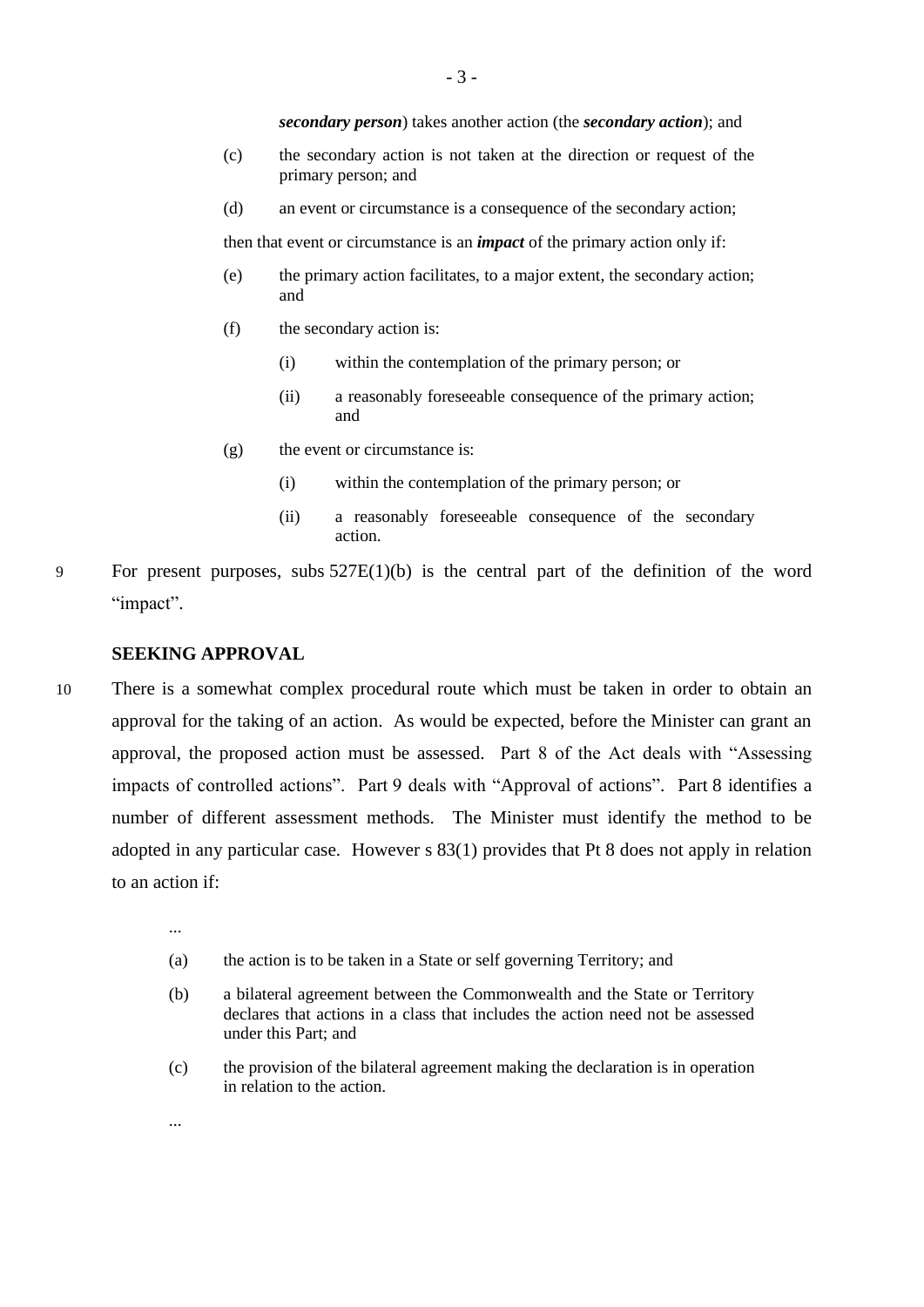***secondary person***) takes another action (the ***secondary action***); and

(c) the secondary action is not taken at the direction or request of the primary person; and

(d) an event or circumstance is a consequence of the secondary action;

then that event or circumstance is an ***impact*** of the primary action only if:

(e) the primary action facilitates, to a major extent, the secondary action; and

(f) the secondary action is:

(i) within the contemplation of the primary person; or

(ii) a reasonably foreseeable consequence of the primary action; and

(g) the event or circumstance is:

(i) within the contemplation of the primary person; or

(ii) a reasonably foreseeable consequence of the secondary action.

9 For present purposes, subs 527E(1)(b) is the central part of the definition of the word "impact".

**SEEKING APPROVAL**

10 There is a somewhat complex procedural route which must be taken in order to obtain an approval for the taking of an action. As would be expected, before the Minister can grant an approval, the proposed action must be assessed. Part 8 of the Act deals with "Assessing impacts of controlled actions". Part 9 deals with "Approval of actions". Part 8 identifies a number of different assessment methods. The Minister must identify the method to be adopted in any particular case. However s 83(1) provides that Pt 8 does not apply in relation to an action if:

...

(a) the action is to be taken in a State or self governing Territory; and

(b) a bilateral agreement between the Commonwealth and the State or Territory declares that actions in a class that includes the action need not be assessed under this Part; and

(c) the provision of the bilateral agreement making the declaration is in operation in relation to the action.

...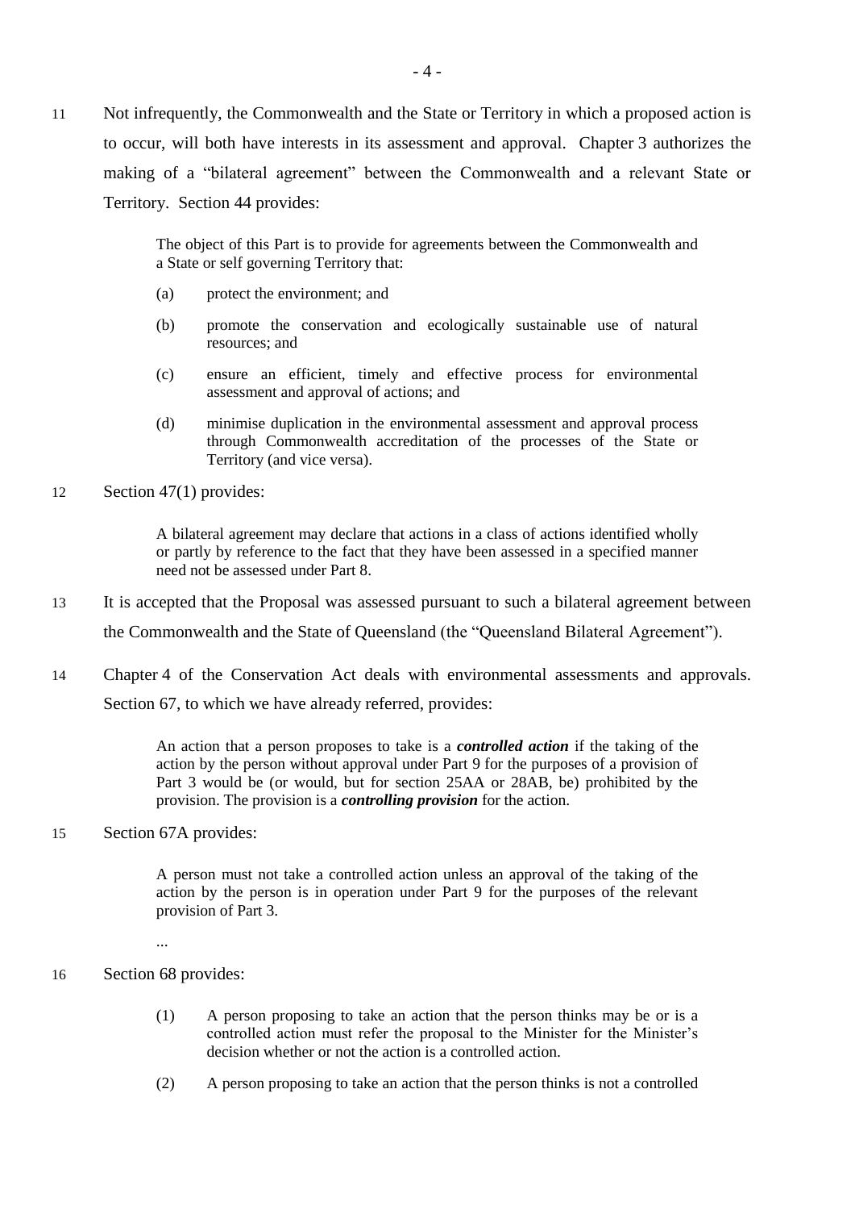11 Not infrequently, the Commonwealth and the State or Territory in which a proposed action is to occur, will both have interests in its assessment and approval. Chapter 3 authorizes the making of a "bilateral agreement" between the Commonwealth and a relevant State or Territory. Section 44 provides:

> The object of this Part is to provide for agreements between the Commonwealth and a State or self governing Territory that:
>
> (a) protect the environment; and
>
> (b) promote the conservation and ecologically sustainable use of natural resources; and
>
> (c) ensure an efficient, timely and effective process for environmental assessment and approval of actions; and
>
> (d) minimise duplication in the environmental assessment and approval process through Commonwealth accreditation of the processes of the State or Territory (and vice versa).

12 Section 47(1) provides:

> A bilateral agreement may declare that actions in a class of actions identified wholly or partly by reference to the fact that they have been assessed in a specified manner need not be assessed under Part 8.

13 It is accepted that the Proposal was assessed pursuant to such a bilateral agreement between the Commonwealth and the State of Queensland (the "Queensland Bilateral Agreement").

14 Chapter 4 of the Conservation Act deals with environmental assessments and approvals. Section 67, to which we have already referred, provides:

> An action that a person proposes to take is a ***controlled action*** if the taking of the action by the person without approval under Part 9 for the purposes of a provision of Part 3 would be (or would, but for section 25AA or 28AB, be) prohibited by the provision. The provision is a ***controlling provision*** for the action.

15 Section 67A provides:

> A person must not take a controlled action unless an approval of the taking of the action by the person is in operation under Part 9 for the purposes of the relevant provision of Part 3.
>
> ...

16 Section 68 provides:

> (1) A person proposing to take an action that the person thinks may be or is a controlled action must refer the proposal to the Minister for the Minister's decision whether or not the action is a controlled action.
>
> (2) A person proposing to take an action that the person thinks is not a controlled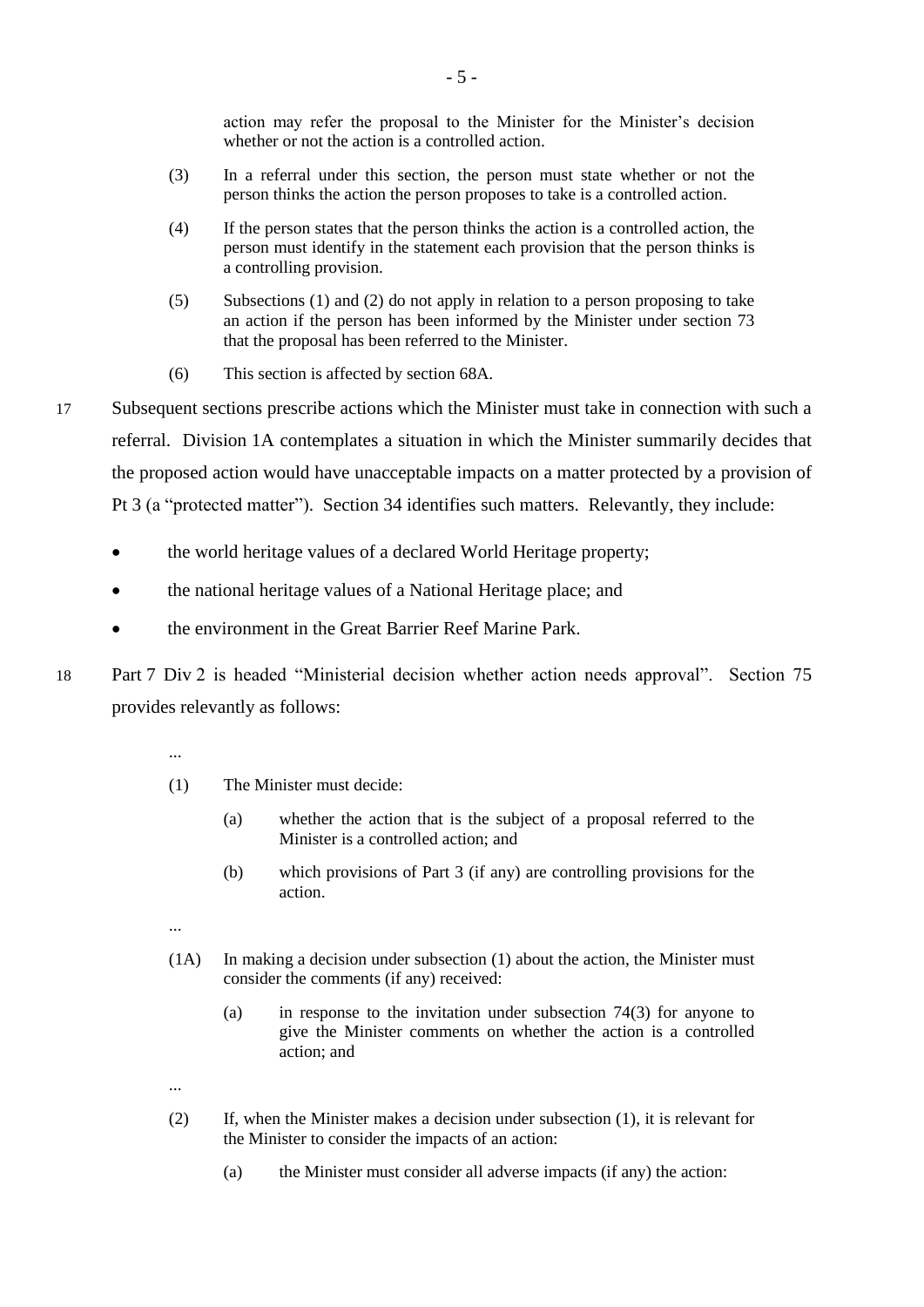action may refer the proposal to the Minister for the Minister's decision whether or not the action is a controlled action.

(3) In a referral under this section, the person must state whether or not the person thinks the action the person proposes to take is a controlled action.

(4) If the person states that the person thinks the action is a controlled action, the person must identify in the statement each provision that the person thinks is a controlling provision.

(5) Subsections (1) and (2) do not apply in relation to a person proposing to take an action if the person has been informed by the Minister under section 73 that the proposal has been referred to the Minister.

(6) This section is affected by section 68A.

17 Subsequent sections prescribe actions which the Minister must take in connection with such a referral. Division 1A contemplates a situation in which the Minister summarily decides that the proposed action would have unacceptable impacts on a matter protected by a provision of Pt 3 (a "protected matter"). Section 34 identifies such matters. Relevantly, they include:

- the world heritage values of a declared World Heritage property;
- the national heritage values of a National Heritage place; and
- the environment in the Great Barrier Reef Marine Park.

18 Part 7 Div 2 is headed "Ministerial decision whether action needs approval". Section 75 provides relevantly as follows:

...

(1) The Minister must decide:

(a) whether the action that is the subject of a proposal referred to the Minister is a controlled action; and

(b) which provisions of Part 3 (if any) are controlling provisions for the action.

...

(1A) In making a decision under subsection (1) about the action, the Minister must consider the comments (if any) received:

(a) in response to the invitation under subsection 74(3) for anyone to give the Minister comments on whether the action is a controlled action; and

...

(2) If, when the Minister makes a decision under subsection (1), it is relevant for the Minister to consider the impacts of an action:

(a) the Minister must consider all adverse impacts (if any) the action: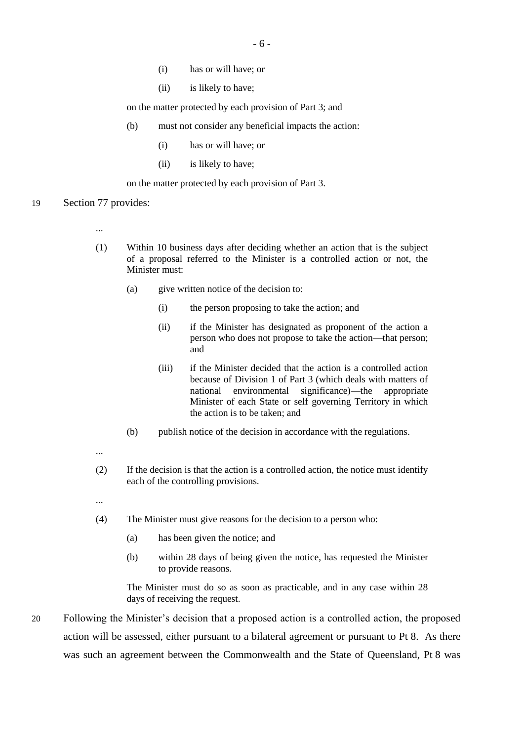(i) has or will have; or

(ii) is likely to have;

on the matter protected by each provision of Part 3; and

(b) must not consider any beneficial impacts the action:

(i) has or will have; or

(ii) is likely to have;

on the matter protected by each provision of Part 3.

19 Section 77 provides:

...

(1) Within 10 business days after deciding whether an action that is the subject of a proposal referred to the Minister is a controlled action or not, the Minister must:

(a) give written notice of the decision to:

(i) the person proposing to take the action; and

(ii) if the Minister has designated as proponent of the action a person who does not propose to take the action—that person; and

(iii) if the Minister decided that the action is a controlled action because of Division 1 of Part 3 (which deals with matters of national environmental significance)—the appropriate Minister of each State or self governing Territory in which the action is to be taken; and

(b) publish notice of the decision in accordance with the regulations.

...

(2) If the decision is that the action is a controlled action, the notice must identify each of the controlling provisions.

...

(4) The Minister must give reasons for the decision to a person who:

(a) has been given the notice; and

(b) within 28 days of being given the notice, has requested the Minister to provide reasons.

The Minister must do so as soon as practicable, and in any case within 28 days of receiving the request.

20 Following the Minister's decision that a proposed action is a controlled action, the proposed action will be assessed, either pursuant to a bilateral agreement or pursuant to Pt 8. As there was such an agreement between the Commonwealth and the State of Queensland, Pt 8 was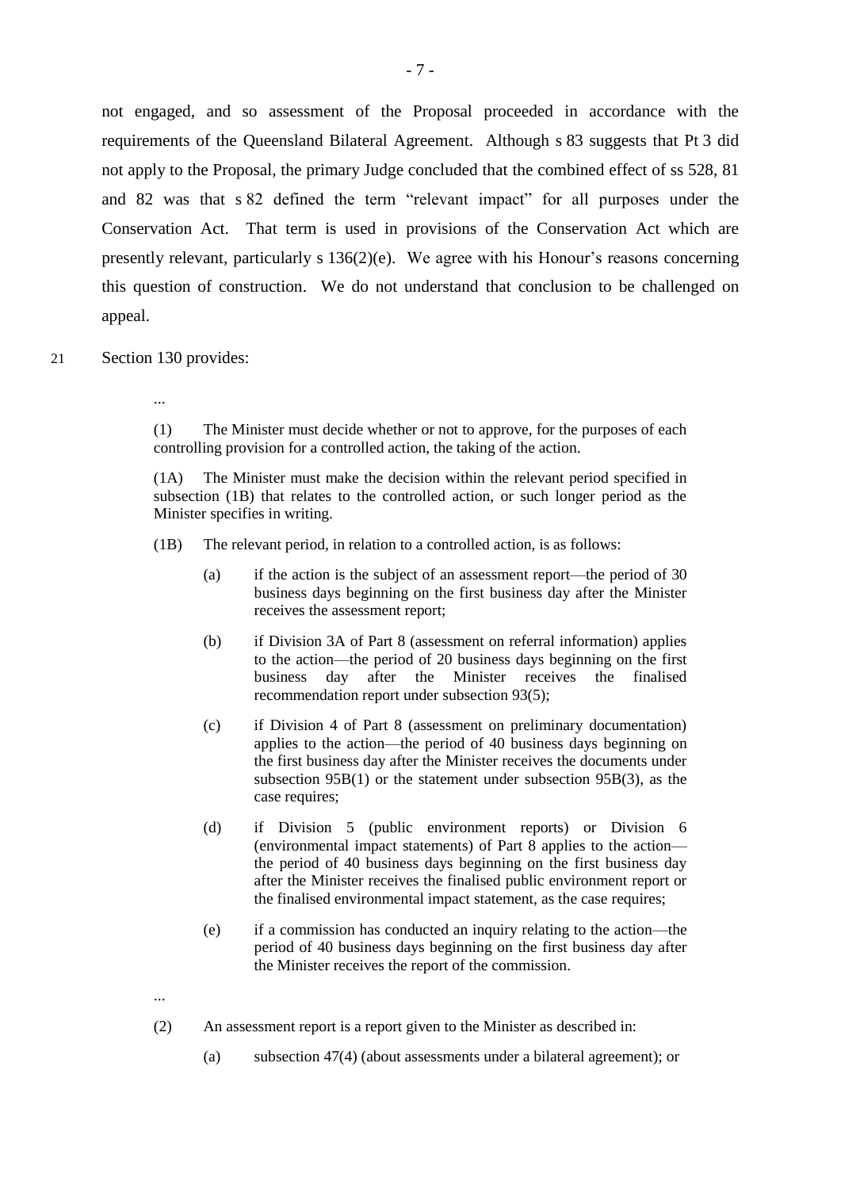not engaged, and so assessment of the Proposal proceeded in accordance with the requirements of the Queensland Bilateral Agreement. Although s 83 suggests that Pt 3 did not apply to the Proposal, the primary Judge concluded that the combined effect of ss 528, 81 and 82 was that s 82 defined the term "relevant impact" for all purposes under the Conservation Act. That term is used in provisions of the Conservation Act which are presently relevant, particularly s 136(2)(e). We agree with his Honour's reasons concerning this question of construction. We do not understand that conclusion to be challenged on appeal.

21 Section 130 provides:

> ...
>
> (1) The Minister must decide whether or not to approve, for the purposes of each controlling provision for a controlled action, the taking of the action.
>
> (1A) The Minister must make the decision within the relevant period specified in subsection (1B) that relates to the controlled action, or such longer period as the Minister specifies in writing.
>
> (1B) The relevant period, in relation to a controlled action, is as follows:
>
> (a) if the action is the subject of an assessment report—the period of 30 business days beginning on the first business day after the Minister receives the assessment report;
>
> (b) if Division 3A of Part 8 (assessment on referral information) applies to the action—the period of 20 business days beginning on the first business day after the Minister receives the finalised recommendation report under subsection 93(5);
>
> (c) if Division 4 of Part 8 (assessment on preliminary documentation) applies to the action—the period of 40 business days beginning on the first business day after the Minister receives the documents under subsection 95B(1) or the statement under subsection 95B(3), as the case requires;
>
> (d) if Division 5 (public environment reports) or Division 6 (environmental impact statements) of Part 8 applies to the action—the period of 40 business days beginning on the first business day after the Minister receives the finalised public environment report or the finalised environmental impact statement, as the case requires;
>
> (e) if a commission has conducted an inquiry relating to the action—the period of 40 business days beginning on the first business day after the Minister receives the report of the commission.
>
> ...
>
> (2) An assessment report is a report given to the Minister as described in:
>
> (a) subsection 47(4) (about assessments under a bilateral agreement); or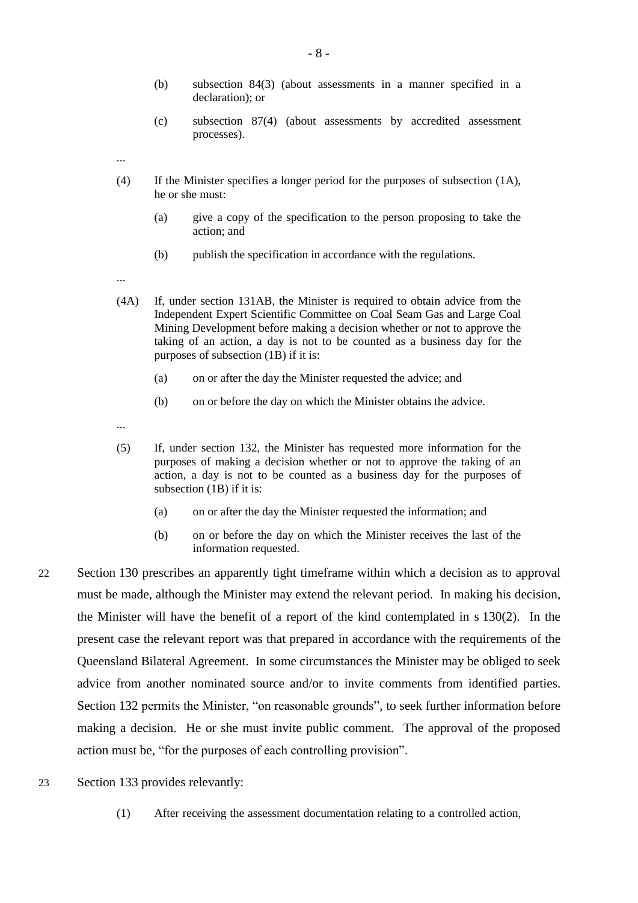(b) subsection 84(3) (about assessments in a manner specified in a declaration); or

(c) subsection 87(4) (about assessments by accredited assessment processes).

...

(4) If the Minister specifies a longer period for the purposes of subsection (1A), he or she must:

(a) give a copy of the specification to the person proposing to take the action; and

(b) publish the specification in accordance with the regulations.

...

(4A) If, under section 131AB, the Minister is required to obtain advice from the Independent Expert Scientific Committee on Coal Seam Gas and Large Coal Mining Development before making a decision whether or not to approve the taking of an action, a day is not to be counted as a business day for the purposes of subsection (1B) if it is:

(a) on or after the day the Minister requested the advice; and

(b) on or before the day on which the Minister obtains the advice.

...

(5) If, under section 132, the Minister has requested more information for the purposes of making a decision whether or not to approve the taking of an action, a day is not to be counted as a business day for the purposes of subsection (1B) if it is:

(a) on or after the day the Minister requested the information; and

(b) on or before the day on which the Minister receives the last of the information requested.

22 Section 130 prescribes an apparently tight timeframe within which a decision as to approval must be made, although the Minister may extend the relevant period. In making his decision, the Minister will have the benefit of a report of the kind contemplated in s 130(2). In the present case the relevant report was that prepared in accordance with the requirements of the Queensland Bilateral Agreement. In some circumstances the Minister may be obliged to seek advice from another nominated source and/or to invite comments from identified parties. Section 132 permits the Minister, "on reasonable grounds", to seek further information before making a decision. He or she must invite public comment. The approval of the proposed action must be, "for the purposes of each controlling provision".

23 Section 133 provides relevantly:

(1) After receiving the assessment documentation relating to a controlled action,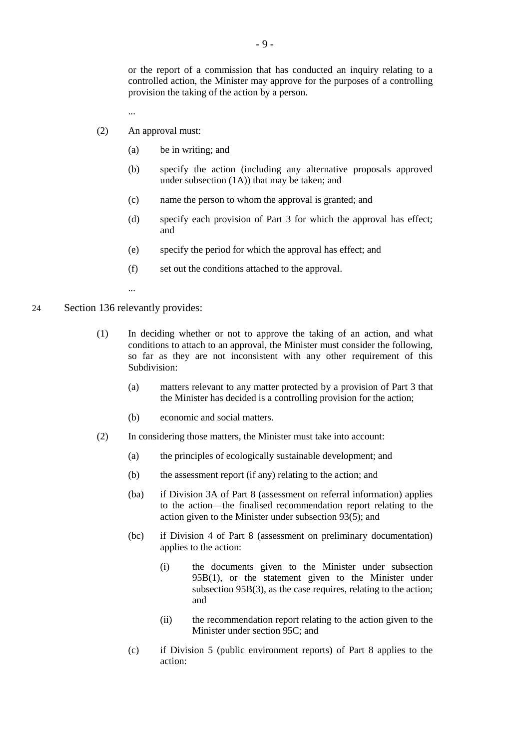or the report of a commission that has conducted an inquiry relating to a controlled action, the Minister may approve for the purposes of a controlling provision the taking of the action by a person.

...

(2) An approval must:

(a) be in writing; and

(b) specify the action (including any alternative proposals approved under subsection (1A)) that may be taken; and

(c) name the person to whom the approval is granted; and

(d) specify each provision of Part 3 for which the approval has effect; and

(e) specify the period for which the approval has effect; and

(f) set out the conditions attached to the approval.

...

24 Section 136 relevantly provides:

(1) In deciding whether or not to approve the taking of an action, and what conditions to attach to an approval, the Minister must consider the following, so far as they are not inconsistent with any other requirement of this Subdivision:

(a) matters relevant to any matter protected by a provision of Part 3 that the Minister has decided is a controlling provision for the action;

(b) economic and social matters.

(2) In considering those matters, the Minister must take into account:

(a) the principles of ecologically sustainable development; and

(b) the assessment report (if any) relating to the action; and

(ba) if Division 3A of Part 8 (assessment on referral information) applies to the action—the finalised recommendation report relating to the action given to the Minister under subsection 93(5); and

(bc) if Division 4 of Part 8 (assessment on preliminary documentation) applies to the action:

(i) the documents given to the Minister under subsection 95B(1), or the statement given to the Minister under subsection 95B(3), as the case requires, relating to the action; and

(ii) the recommendation report relating to the action given to the Minister under section 95C; and

(c) if Division 5 (public environment reports) of Part 8 applies to the action: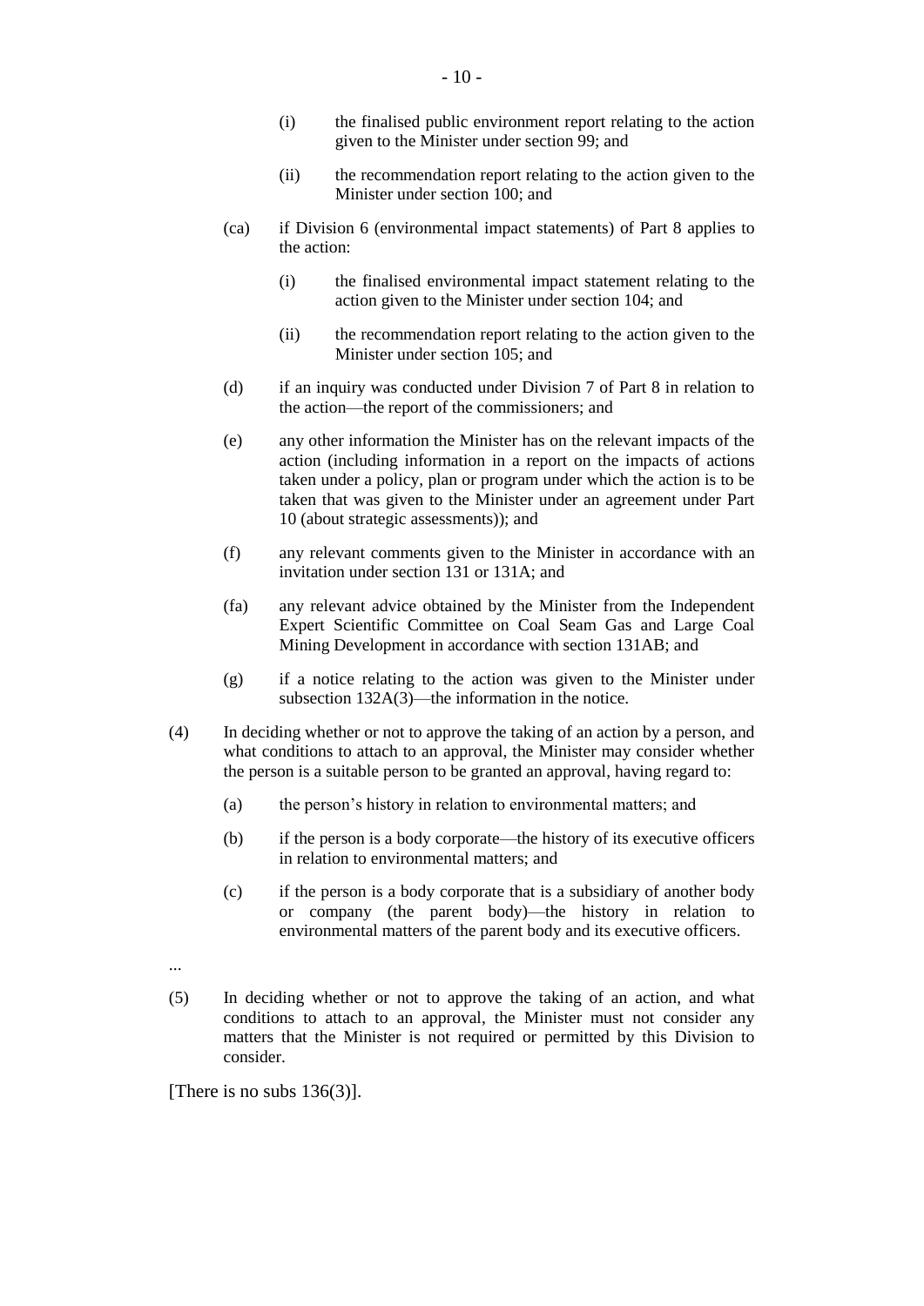(i) the finalised public environment report relating to the action given to the Minister under section 99; and

(ii) the recommendation report relating to the action given to the Minister under section 100; and

(ca) if Division 6 (environmental impact statements) of Part 8 applies to the action:

(i) the finalised environmental impact statement relating to the action given to the Minister under section 104; and

(ii) the recommendation report relating to the action given to the Minister under section 105; and

(d) if an inquiry was conducted under Division 7 of Part 8 in relation to the action—the report of the commissioners; and

(e) any other information the Minister has on the relevant impacts of the action (including information in a report on the impacts of actions taken under a policy, plan or program under which the action is to be taken that was given to the Minister under an agreement under Part 10 (about strategic assessments)); and

(f) any relevant comments given to the Minister in accordance with an invitation under section 131 or 131A; and

(fa) any relevant advice obtained by the Minister from the Independent Expert Scientific Committee on Coal Seam Gas and Large Coal Mining Development in accordance with section 131AB; and

(g) if a notice relating to the action was given to the Minister under subsection 132A(3)—the information in the notice.

(4) In deciding whether or not to approve the taking of an action by a person, and what conditions to attach to an approval, the Minister may consider whether the person is a suitable person to be granted an approval, having regard to:

(a) the person's history in relation to environmental matters; and

(b) if the person is a body corporate—the history of its executive officers in relation to environmental matters; and

(c) if the person is a body corporate that is a subsidiary of another body or company (the parent body)—the history in relation to environmental matters of the parent body and its executive officers.

...

(5) In deciding whether or not to approve the taking of an action, and what conditions to attach to an approval, the Minister must not consider any matters that the Minister is not required or permitted by this Division to consider.

[There is no subs 136(3)].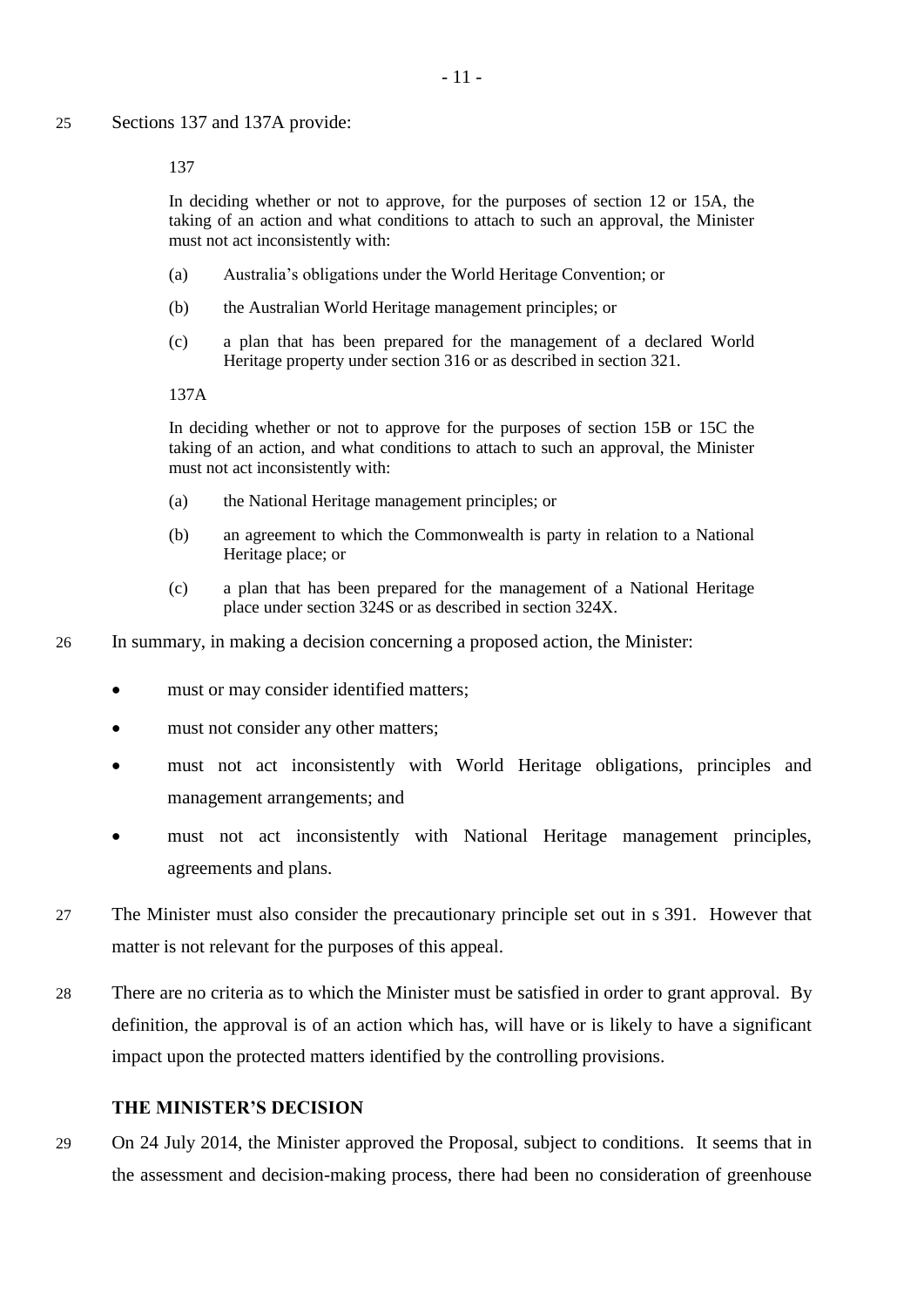25 Sections 137 and 137A provide:

> 137
>
> In deciding whether or not to approve, for the purposes of section 12 or 15A, the taking of an action and what conditions to attach to such an approval, the Minister must not act inconsistently with:
>
> (a) Australia's obligations under the World Heritage Convention; or
>
> (b) the Australian World Heritage management principles; or
>
> (c) a plan that has been prepared for the management of a declared World Heritage property under section 316 or as described in section 321.
>
> 137A
>
> In deciding whether or not to approve for the purposes of section 15B or 15C the taking of an action, and what conditions to attach to such an approval, the Minister must not act inconsistently with:
>
> (a) the National Heritage management principles; or
>
> (b) an agreement to which the Commonwealth is party in relation to a National Heritage place; or
>
> (c) a plan that has been prepared for the management of a National Heritage place under section 324S or as described in section 324X.

26 In summary, in making a decision concerning a proposed action, the Minister:

- must or may consider identified matters;
- must not consider any other matters;
- must not act inconsistently with World Heritage obligations, principles and management arrangements; and
- must not act inconsistently with National Heritage management principles, agreements and plans.

27 The Minister must also consider the precautionary principle set out in s 391. However that matter is not relevant for the purposes of this appeal.

28 There are no criteria as to which the Minister must be satisfied in order to grant approval. By definition, the approval is of an action which has, will have or is likely to have a significant impact upon the protected matters identified by the controlling provisions.

## THE MINISTER'S DECISION

29 On 24 July 2014, the Minister approved the Proposal, subject to conditions. It seems that in the assessment and decision-making process, there had been no consideration of greenhouse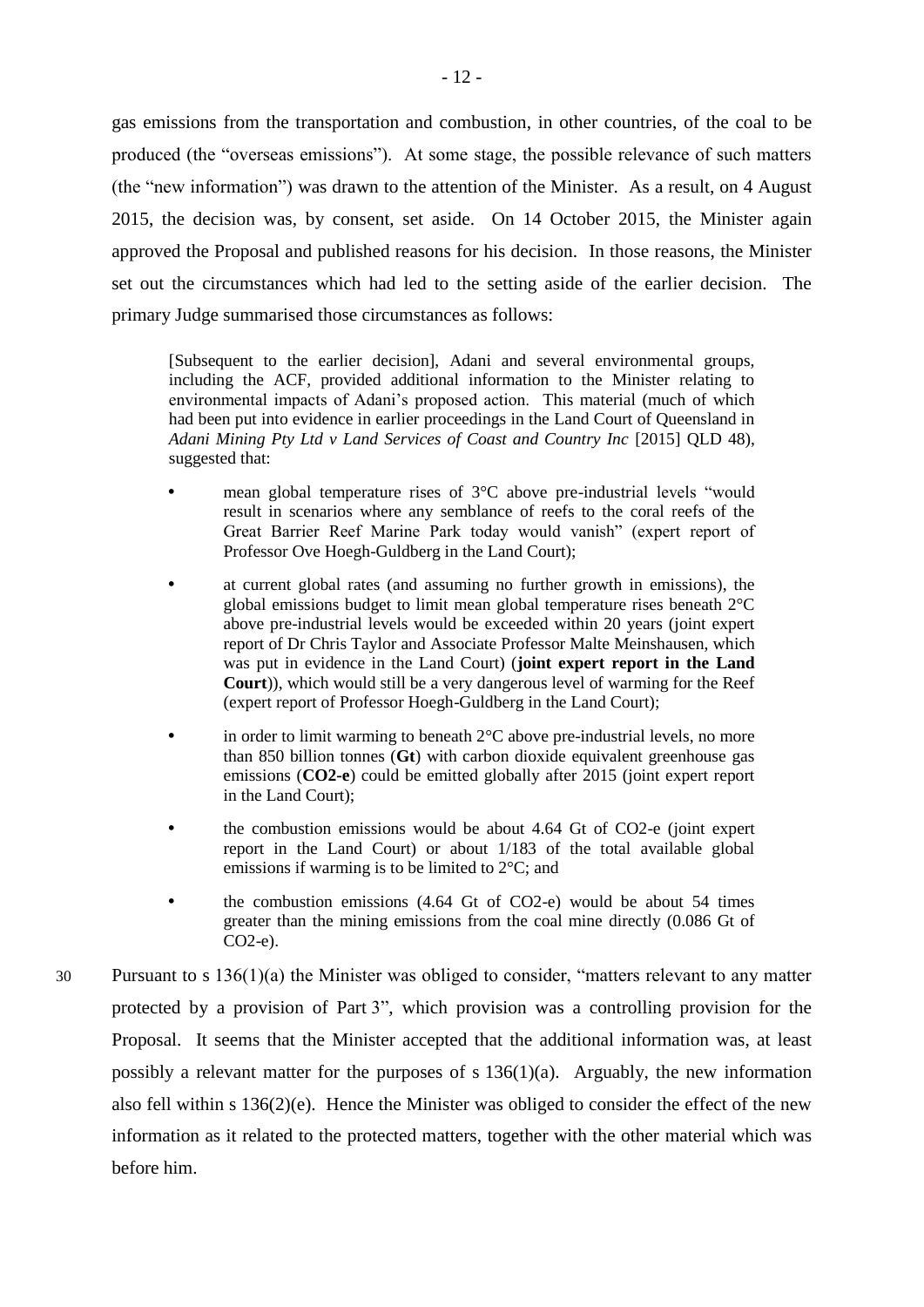gas emissions from the transportation and combustion, in other countries, of the coal to be produced (the "overseas emissions"). At some stage, the possible relevance of such matters (the "new information") was drawn to the attention of the Minister. As a result, on 4 August 2015, the decision was, by consent, set aside. On 14 October 2015, the Minister again approved the Proposal and published reasons for his decision. In those reasons, the Minister set out the circumstances which had led to the setting aside of the earlier decision. The primary Judge summarised those circumstances as follows:

> [Subsequent to the earlier decision], Adani and several environmental groups, including the ACF, provided additional information to the Minister relating to environmental impacts of Adani's proposed action. This material (much of which had been put into evidence in earlier proceedings in the Land Court of Queensland in *Adani Mining Pty Ltd v Land Services of Coast and Country Inc* [2015] QLD 48), suggested that:
>
> - mean global temperature rises of 3°C above pre-industrial levels "would result in scenarios where any semblance of reefs to the coral reefs of the Great Barrier Reef Marine Park today would vanish" (expert report of Professor Ove Hoegh-Guldberg in the Land Court);
> - at current global rates (and assuming no further growth in emissions), the global emissions budget to limit mean global temperature rises beneath 2°C above pre-industrial levels would be exceeded within 20 years (joint expert report of Dr Chris Taylor and Associate Professor Malte Meinshausen, which was put in evidence in the Land Court) (**joint expert report in the Land Court**)), which would still be a very dangerous level of warming for the Reef (expert report of Professor Hoegh-Guldberg in the Land Court);
> - in order to limit warming to beneath 2°C above pre-industrial levels, no more than 850 billion tonnes (**Gt**) with carbon dioxide equivalent greenhouse gas emissions (**CO2-e**) could be emitted globally after 2015 (joint expert report in the Land Court);
> - the combustion emissions would be about 4.64 Gt of CO2-e (joint expert report in the Land Court) or about 1/183 of the total available global emissions if warming is to be limited to 2°C; and
> - the combustion emissions (4.64 Gt of CO2-e) would be about 54 times greater than the mining emissions from the coal mine directly (0.086 Gt of CO2-e).

30 Pursuant to s 136(1)(a) the Minister was obliged to consider, "matters relevant to any matter protected by a provision of Part 3", which provision was a controlling provision for the Proposal. It seems that the Minister accepted that the additional information was, at least possibly a relevant matter for the purposes of s 136(1)(a). Arguably, the new information also fell within s 136(2)(e). Hence the Minister was obliged to consider the effect of the new information as it related to the protected matters, together with the other material which was before him.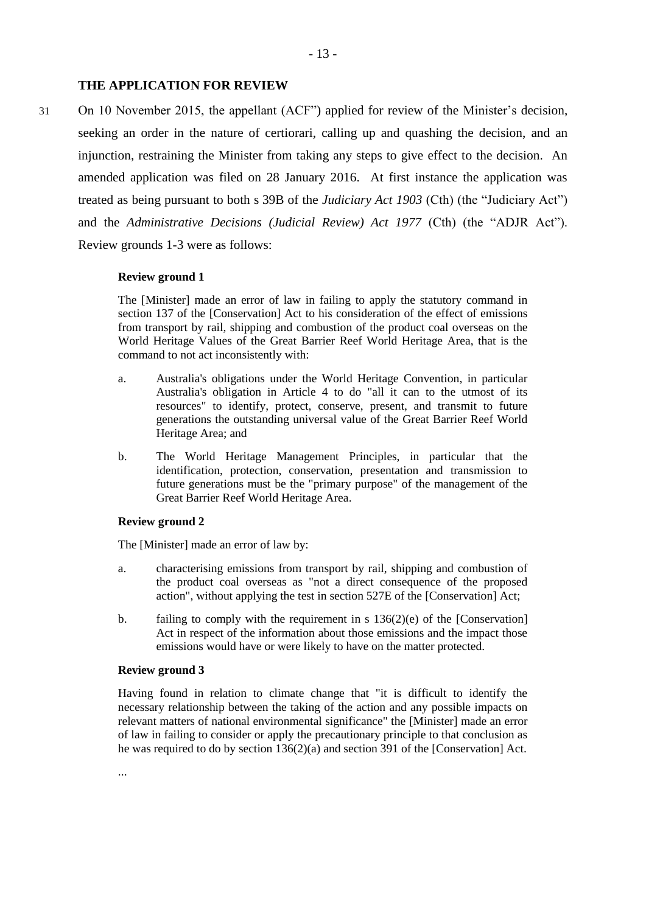## THE APPLICATION FOR REVIEW

31 On 10 November 2015, the appellant (ACF") applied for review of the Minister's decision, seeking an order in the nature of certiorari, calling up and quashing the decision, and an injunction, restraining the Minister from taking any steps to give effect to the decision. An amended application was filed on 28 January 2016. At first instance the application was treated as being pursuant to both s 39B of the *Judiciary Act 1903* (Cth) (the "Judiciary Act") and the *Administrative Decisions (Judicial Review) Act 1977* (Cth) (the "ADJR Act"). Review grounds 1-3 were as follows:

> **Review ground 1**
>
> The [Minister] made an error of law in failing to apply the statutory command in section 137 of the [Conservation] Act to his consideration of the effect of emissions from transport by rail, shipping and combustion of the product coal overseas on the World Heritage Values of the Great Barrier Reef World Heritage Area, that is the command to not act inconsistently with:
>
> a. Australia's obligations under the World Heritage Convention, in particular Australia's obligation in Article 4 to do "all it can to the utmost of its resources" to identify, protect, conserve, present, and transmit to future generations the outstanding universal value of the Great Barrier Reef World Heritage Area; and
>
> b. The World Heritage Management Principles, in particular that the identification, protection, conservation, presentation and transmission to future generations must be the "primary purpose" of the management of the Great Barrier Reef World Heritage Area.
>
> **Review ground 2**
>
> The [Minister] made an error of law by:
>
> a. characterising emissions from transport by rail, shipping and combustion of the product coal overseas as "not a direct consequence of the proposed action", without applying the test in section 527E of the [Conservation] Act;
>
> b. failing to comply with the requirement in s 136(2)(e) of the [Conservation] Act in respect of the information about those emissions and the impact those emissions would have or were likely to have on the matter protected.
>
> **Review ground 3**
>
> Having found in relation to climate change that "it is difficult to identify the necessary relationship between the taking of the action and any possible impacts on relevant matters of national environmental significance" the [Minister] made an error of law in failing to consider or apply the precautionary principle to that conclusion as he was required to do by section 136(2)(a) and section 391 of the [Conservation] Act.
>
> ...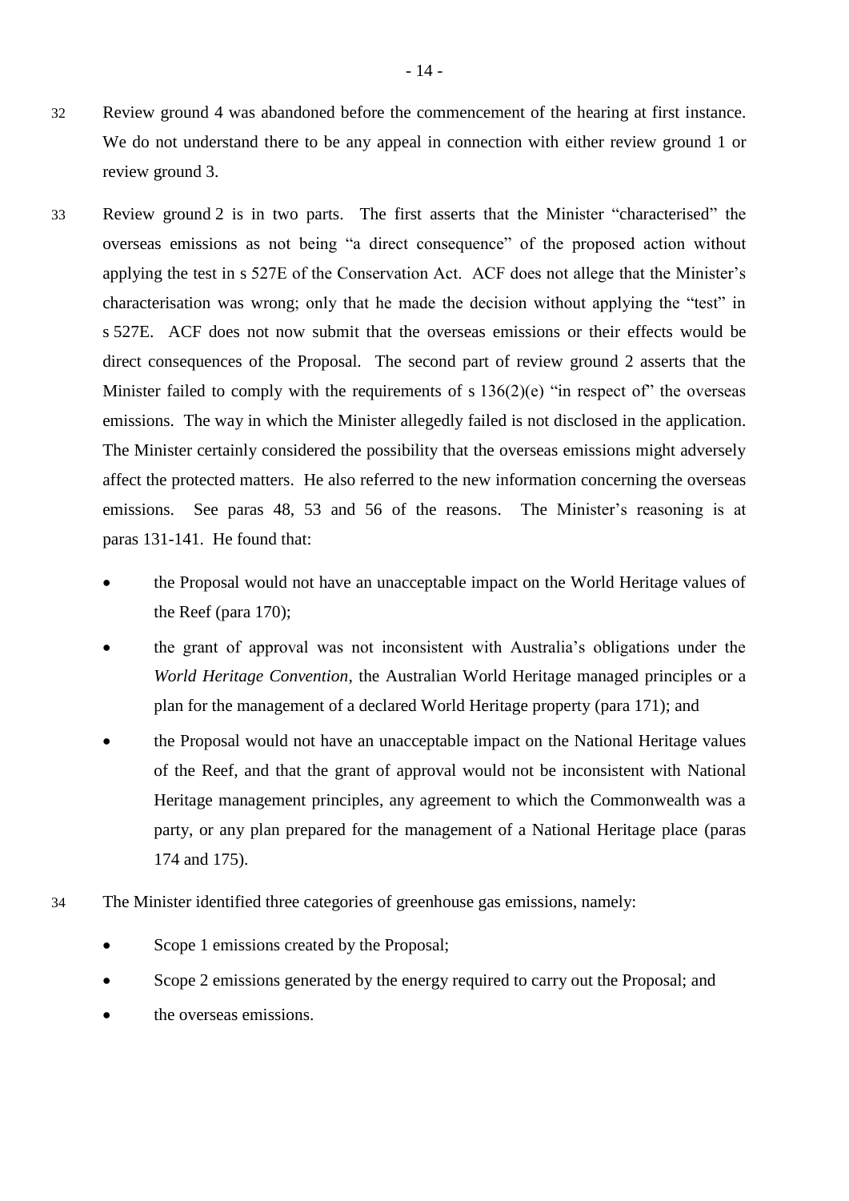32 Review ground 4 was abandoned before the commencement of the hearing at first instance. We do not understand there to be any appeal in connection with either review ground 1 or review ground 3.

33 Review ground 2 is in two parts. The first asserts that the Minister "characterised" the overseas emissions as not being "a direct consequence" of the proposed action without applying the test in s 527E of the Conservation Act. ACF does not allege that the Minister's characterisation was wrong; only that he made the decision without applying the "test" in s 527E. ACF does not now submit that the overseas emissions or their effects would be direct consequences of the Proposal. The second part of review ground 2 asserts that the Minister failed to comply with the requirements of s 136(2)(e) "in respect of" the overseas emissions. The way in which the Minister allegedly failed is not disclosed in the application. The Minister certainly considered the possibility that the overseas emissions might adversely affect the protected matters. He also referred to the new information concerning the overseas emissions. See paras 48, 53 and 56 of the reasons. The Minister's reasoning is at paras 131-141. He found that:

- the Proposal would not have an unacceptable impact on the World Heritage values of the Reef (para 170);
- the grant of approval was not inconsistent with Australia's obligations under the *World Heritage Convention*, the Australian World Heritage managed principles or a plan for the management of a declared World Heritage property (para 171); and
- the Proposal would not have an unacceptable impact on the National Heritage values of the Reef, and that the grant of approval would not be inconsistent with National Heritage management principles, any agreement to which the Commonwealth was a party, or any plan prepared for the management of a National Heritage place (paras 174 and 175).

34 The Minister identified three categories of greenhouse gas emissions, namely:

- Scope 1 emissions created by the Proposal;
- Scope 2 emissions generated by the energy required to carry out the Proposal; and
- the overseas emissions.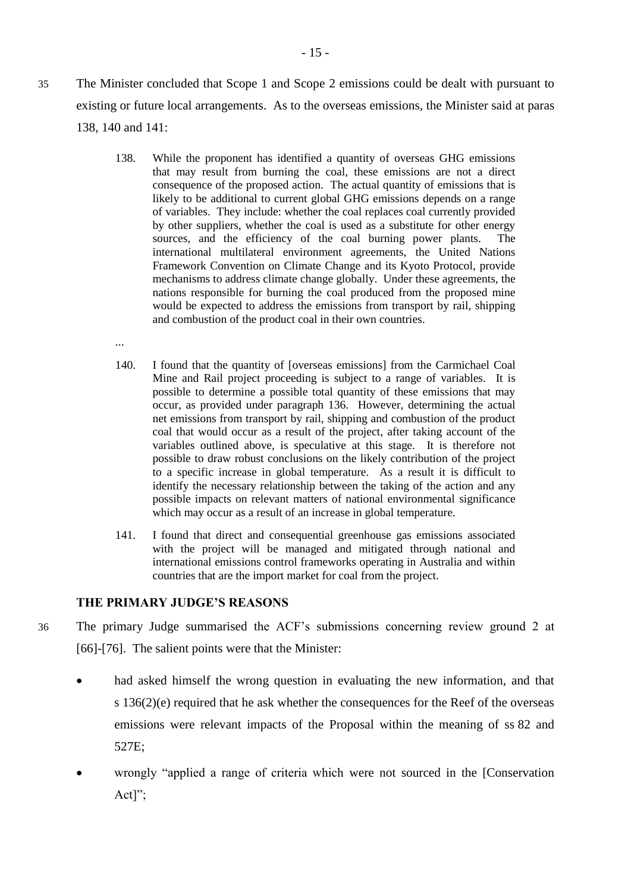35 The Minister concluded that Scope 1 and Scope 2 emissions could be dealt with pursuant to existing or future local arrangements. As to the overseas emissions, the Minister said at paras 138, 140 and 141:

> 138. While the proponent has identified a quantity of overseas GHG emissions that may result from burning the coal, these emissions are not a direct consequence of the proposed action. The actual quantity of emissions that is likely to be additional to current global GHG emissions depends on a range of variables. They include: whether the coal replaces coal currently provided by other suppliers, whether the coal is used as a substitute for other energy sources, and the efficiency of the coal burning power plants. The international multilateral environment agreements, the United Nations Framework Convention on Climate Change and its Kyoto Protocol, provide mechanisms to address climate change globally. Under these agreements, the nations responsible for burning the coal produced from the proposed mine would be expected to address the emissions from transport by rail, shipping and combustion of the product coal in their own countries.
>
> ...
>
> 140. I found that the quantity of [overseas emissions] from the Carmichael Coal Mine and Rail project proceeding is subject to a range of variables. It is possible to determine a possible total quantity of these emissions that may occur, as provided under paragraph 136. However, determining the actual net emissions from transport by rail, shipping and combustion of the product coal that would occur as a result of the project, after taking account of the variables outlined above, is speculative at this stage. It is therefore not possible to draw robust conclusions on the likely contribution of the project to a specific increase in global temperature. As a result it is difficult to identify the necessary relationship between the taking of the action and any possible impacts on relevant matters of national environmental significance which may occur as a result of an increase in global temperature.
>
> 141. I found that direct and consequential greenhouse gas emissions associated with the project will be managed and mitigated through national and international emissions control frameworks operating in Australia and within countries that are the import market for coal from the project.

## THE PRIMARY JUDGE'S REASONS

36 The primary Judge summarised the ACF's submissions concerning review ground 2 at [66]-[76]. The salient points were that the Minister:

- had asked himself the wrong question in evaluating the new information, and that s 136(2)(e) required that he ask whether the consequences for the Reef of the overseas emissions were relevant impacts of the Proposal within the meaning of ss 82 and 527E;
- wrongly "applied a range of criteria which were not sourced in the [Conservation Act]";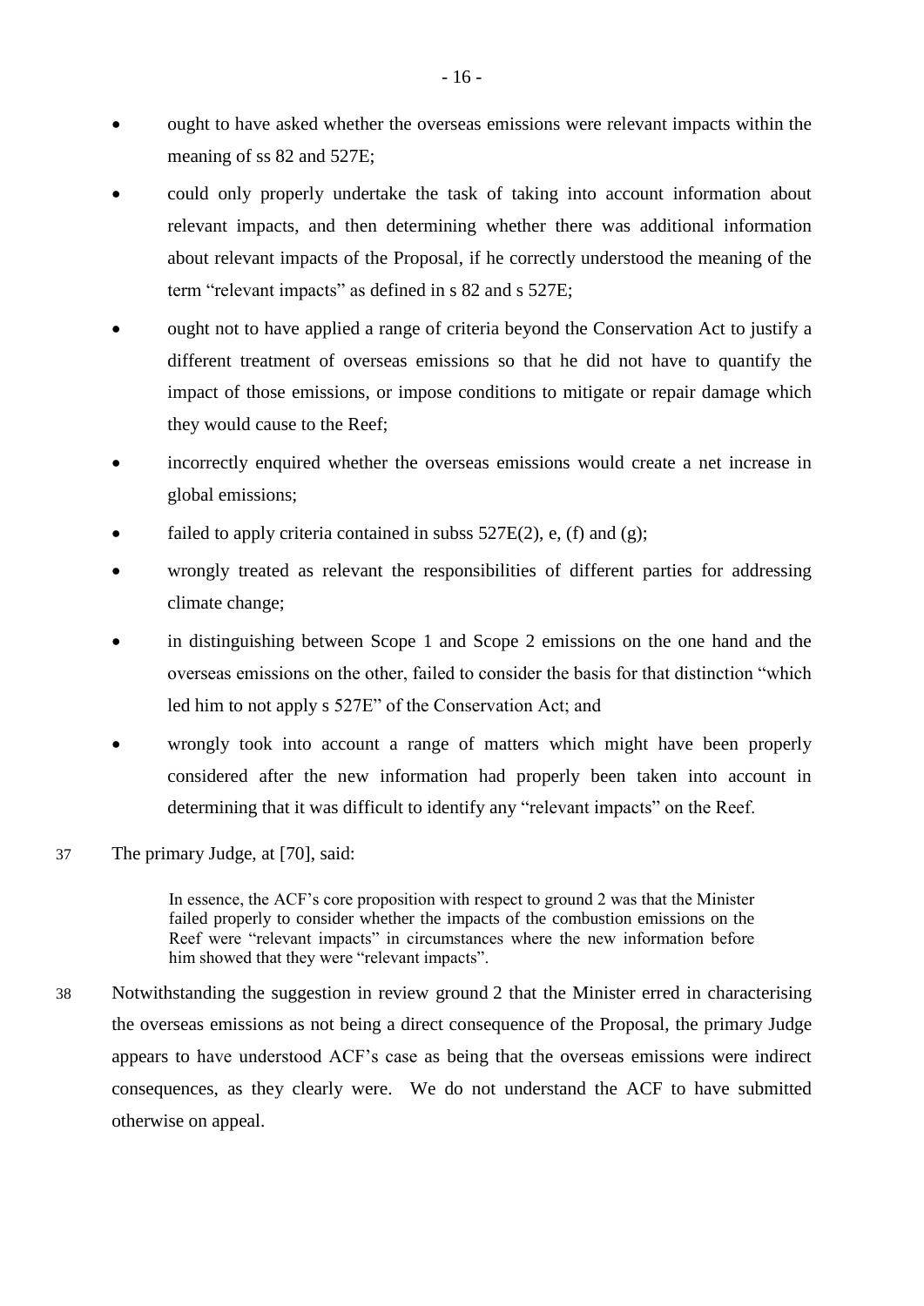- ought to have asked whether the overseas emissions were relevant impacts within the meaning of ss 82 and 527E;
- could only properly undertake the task of taking into account information about relevant impacts, and then determining whether there was additional information about relevant impacts of the Proposal, if he correctly understood the meaning of the term "relevant impacts" as defined in s 82 and s 527E;
- ought not to have applied a range of criteria beyond the Conservation Act to justify a different treatment of overseas emissions so that he did not have to quantify the impact of those emissions, or impose conditions to mitigate or repair damage which they would cause to the Reef;
- incorrectly enquired whether the overseas emissions would create a net increase in global emissions;
- failed to apply criteria contained in subss 527E(2), e, (f) and (g);
- wrongly treated as relevant the responsibilities of different parties for addressing climate change;
- in distinguishing between Scope 1 and Scope 2 emissions on the one hand and the overseas emissions on the other, failed to consider the basis for that distinction "which led him to not apply s 527E" of the Conservation Act; and
- wrongly took into account a range of matters which might have been properly considered after the new information had properly been taken into account in determining that it was difficult to identify any "relevant impacts" on the Reef.

37 The primary Judge, at [70], said:

> In essence, the ACF's core proposition with respect to ground 2 was that the Minister failed properly to consider whether the impacts of the combustion emissions on the Reef were "relevant impacts" in circumstances where the new information before him showed that they were "relevant impacts".

38 Notwithstanding the suggestion in review ground 2 that the Minister erred in characterising the overseas emissions as not being a direct consequence of the Proposal, the primary Judge appears to have understood ACF's case as being that the overseas emissions were indirect consequences, as they clearly were. We do not understand the ACF to have submitted otherwise on appeal.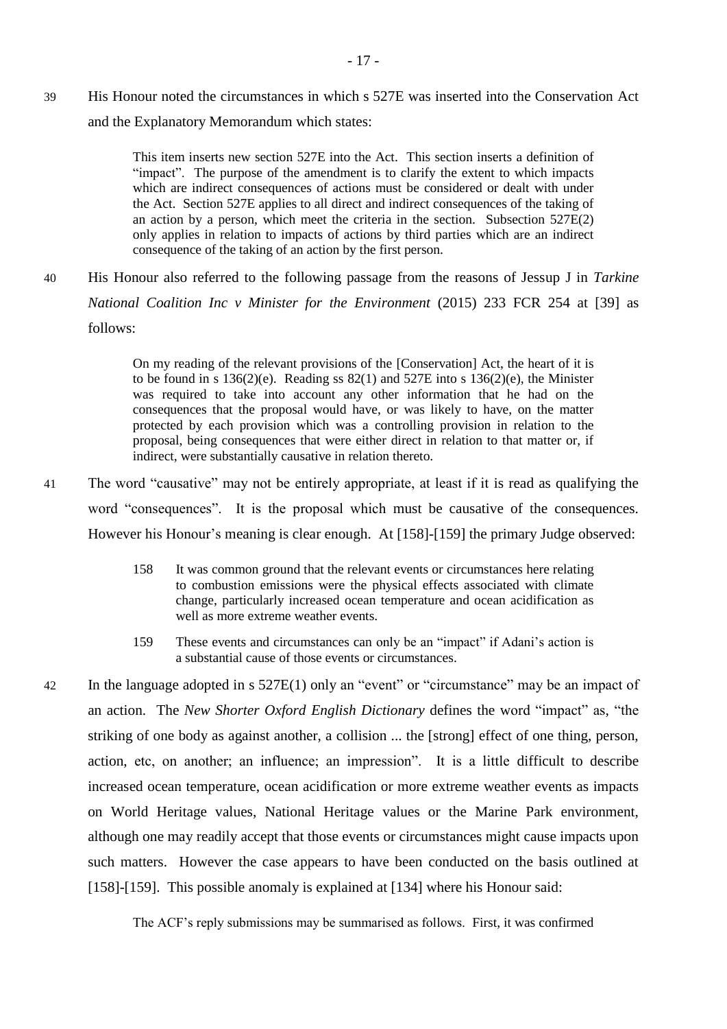39 His Honour noted the circumstances in which s 527E was inserted into the Conservation Act and the Explanatory Memorandum which states:

> This item inserts new section 527E into the Act. This section inserts a definition of "impact". The purpose of the amendment is to clarify the extent to which impacts which are indirect consequences of actions must be considered or dealt with under the Act. Section 527E applies to all direct and indirect consequences of the taking of an action by a person, which meet the criteria in the section. Subsection 527E(2) only applies in relation to impacts of actions by third parties which are an indirect consequence of the taking of an action by the first person.

40 His Honour also referred to the following passage from the reasons of Jessup J in *Tarkine National Coalition Inc v Minister for the Environment* (2015) 233 FCR 254 at [39] as follows:

> On my reading of the relevant provisions of the [Conservation] Act, the heart of it is to be found in s 136(2)(e). Reading ss 82(1) and 527E into s 136(2)(e), the Minister was required to take into account any other information that he had on the consequences that the proposal would have, or was likely to have, on the matter protected by each provision which was a controlling provision in relation to the proposal, being consequences that were either direct in relation to that matter or, if indirect, were substantially causative in relation thereto.

41 The word "causative" may not be entirely appropriate, at least if it is read as qualifying the word "consequences". It is the proposal which must be causative of the consequences. However his Honour's meaning is clear enough. At [158]-[159] the primary Judge observed:

> 158 It was common ground that the relevant events or circumstances here relating to combustion emissions were the physical effects associated with climate change, particularly increased ocean temperature and ocean acidification as well as more extreme weather events.
>
> 159 These events and circumstances can only be an "impact" if Adani's action is a substantial cause of those events or circumstances.

42 In the language adopted in s 527E(1) only an "event" or "circumstance" may be an impact of an action. The *New Shorter Oxford English Dictionary* defines the word "impact" as, "the striking of one body as against another, a collision ... the [strong] effect of one thing, person, action, etc, on another; an influence; an impression". It is a little difficult to describe increased ocean temperature, ocean acidification or more extreme weather events as impacts on World Heritage values, National Heritage values or the Marine Park environment, although one may readily accept that those events or circumstances might cause impacts upon such matters. However the case appears to have been conducted on the basis outlined at [158]-[159]. This possible anomaly is explained at [134] where his Honour said:

> The ACF's reply submissions may be summarised as follows. First, it was confirmed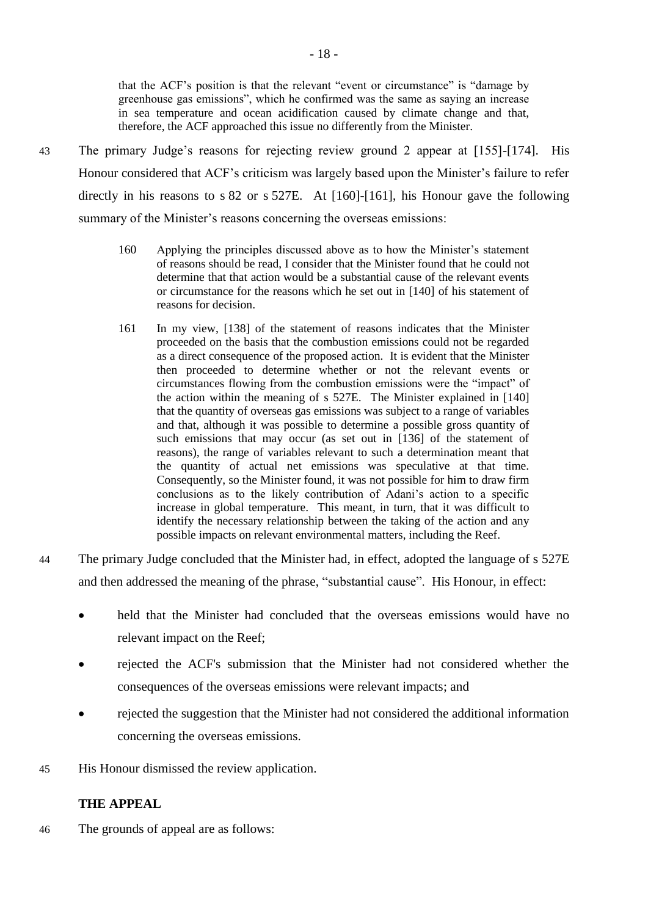that the ACF's position is that the relevant "event or circumstance" is "damage by greenhouse gas emissions", which he confirmed was the same as saying an increase in sea temperature and ocean acidification caused by climate change and that, therefore, the ACF approached this issue no differently from the Minister.

43 The primary Judge's reasons for rejecting review ground 2 appear at [155]-[174]. His Honour considered that ACF's criticism was largely based upon the Minister's failure to refer directly in his reasons to s 82 or s 527E. At [160]-[161], his Honour gave the following summary of the Minister's reasons concerning the overseas emissions:

> 160 Applying the principles discussed above as to how the Minister's statement of reasons should be read, I consider that the Minister found that he could not determine that that action would be a substantial cause of the relevant events or circumstance for the reasons which he set out in [140] of his statement of reasons for decision.
>
> 161 In my view, [138] of the statement of reasons indicates that the Minister proceeded on the basis that the combustion emissions could not be regarded as a direct consequence of the proposed action. It is evident that the Minister then proceeded to determine whether or not the relevant events or circumstances flowing from the combustion emissions were the "impact" of the action within the meaning of s 527E. The Minister explained in [140] that the quantity of overseas gas emissions was subject to a range of variables and that, although it was possible to determine a possible gross quantity of such emissions that may occur (as set out in [136] of the statement of reasons), the range of variables relevant to such a determination meant that the quantity of actual net emissions was speculative at that time. Consequently, so the Minister found, it was not possible for him to draw firm conclusions as to the likely contribution of Adani's action to a specific increase in global temperature. This meant, in turn, that it was difficult to identify the necessary relationship between the taking of the action and any possible impacts on relevant environmental matters, including the Reef.

44 The primary Judge concluded that the Minister had, in effect, adopted the language of s 527E and then addressed the meaning of the phrase, "substantial cause". His Honour, in effect:

- held that the Minister had concluded that the overseas emissions would have no relevant impact on the Reef;
- rejected the ACF's submission that the Minister had not considered whether the consequences of the overseas emissions were relevant impacts; and
- rejected the suggestion that the Minister had not considered the additional information concerning the overseas emissions.

45 His Honour dismissed the review application.

## THE APPEAL

46 The grounds of appeal are as follows: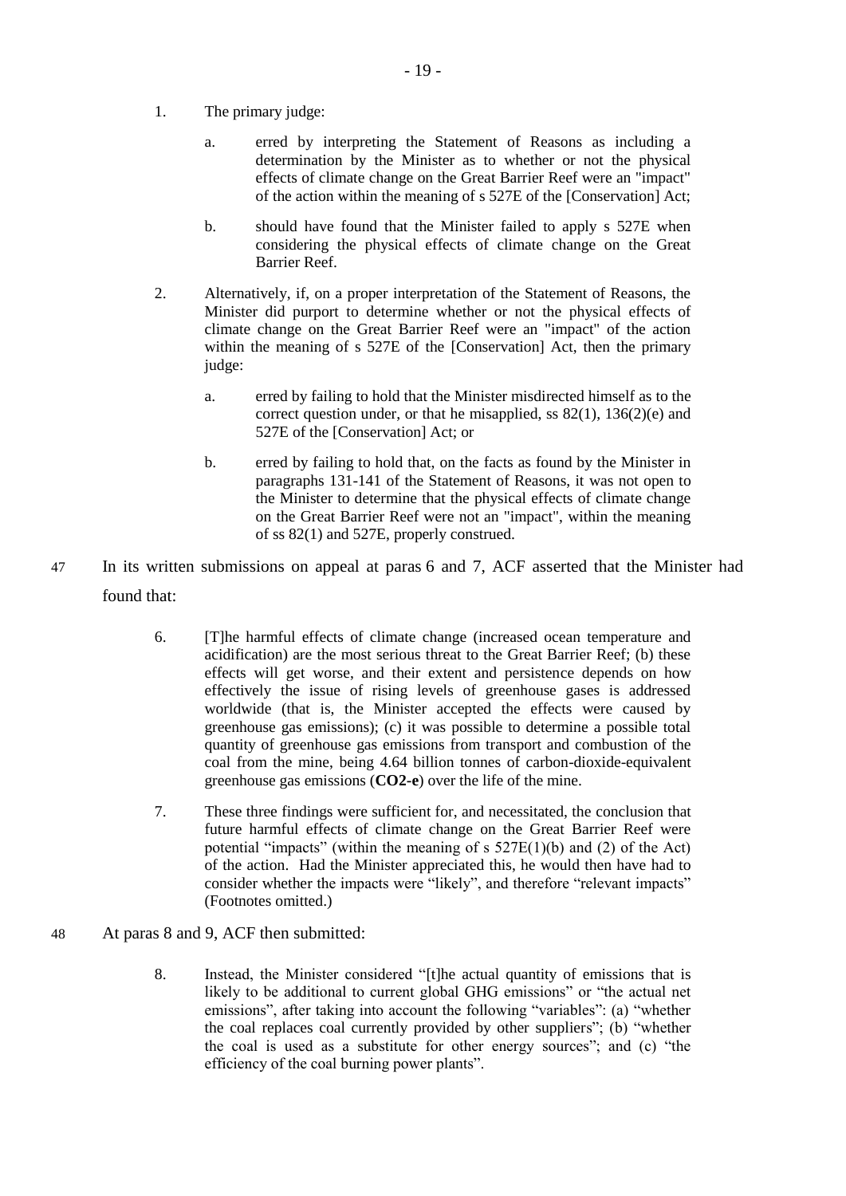1. The primary judge:

   a. erred by interpreting the Statement of Reasons as including a determination by the Minister as to whether or not the physical effects of climate change on the Great Barrier Reef were an "impact" of the action within the meaning of s 527E of the [Conservation] Act;

   b. should have found that the Minister failed to apply s 527E when considering the physical effects of climate change on the Great Barrier Reef.

2. Alternatively, if, on a proper interpretation of the Statement of Reasons, the Minister did purport to determine whether or not the physical effects of climate change on the Great Barrier Reef were an "impact" of the action within the meaning of s 527E of the [Conservation] Act, then the primary judge:

   a. erred by failing to hold that the Minister misdirected himself as to the correct question under, or that he misapplied, ss 82(1), 136(2)(e) and 527E of the [Conservation] Act; or

   b. erred by failing to hold that, on the facts as found by the Minister in paragraphs 131-141 of the Statement of Reasons, it was not open to the Minister to determine that the physical effects of climate change on the Great Barrier Reef were not an "impact", within the meaning of ss 82(1) and 527E, properly construed.

47 In its written submissions on appeal at paras 6 and 7, ACF asserted that the Minister had found that:

> 6. [T]he harmful effects of climate change (increased ocean temperature and acidification) are the most serious threat to the Great Barrier Reef; (b) these effects will get worse, and their extent and persistence depends on how effectively the issue of rising levels of greenhouse gases is addressed worldwide (that is, the Minister accepted the effects were caused by greenhouse gas emissions); (c) it was possible to determine a possible total quantity of greenhouse gas emissions from transport and combustion of the coal from the mine, being 4.64 billion tonnes of carbon-dioxide-equivalent greenhouse gas emissions (**CO2-e**) over the life of the mine.
>
> 7. These three findings were sufficient for, and necessitated, the conclusion that future harmful effects of climate change on the Great Barrier Reef were potential "impacts" (within the meaning of s 527E(1)(b) and (2) of the Act) of the action. Had the Minister appreciated this, he would then have had to consider whether the impacts were "likely", and therefore "relevant impacts" (Footnotes omitted.)

48 At paras 8 and 9, ACF then submitted:

> 8. Instead, the Minister considered "[t]he actual quantity of emissions that is likely to be additional to current global GHG emissions" or "the actual net emissions", after taking into account the following "variables": (a) "whether the coal replaces coal currently provided by other suppliers"; (b) "whether the coal is used as a substitute for other energy sources"; and (c) "the efficiency of the coal burning power plants".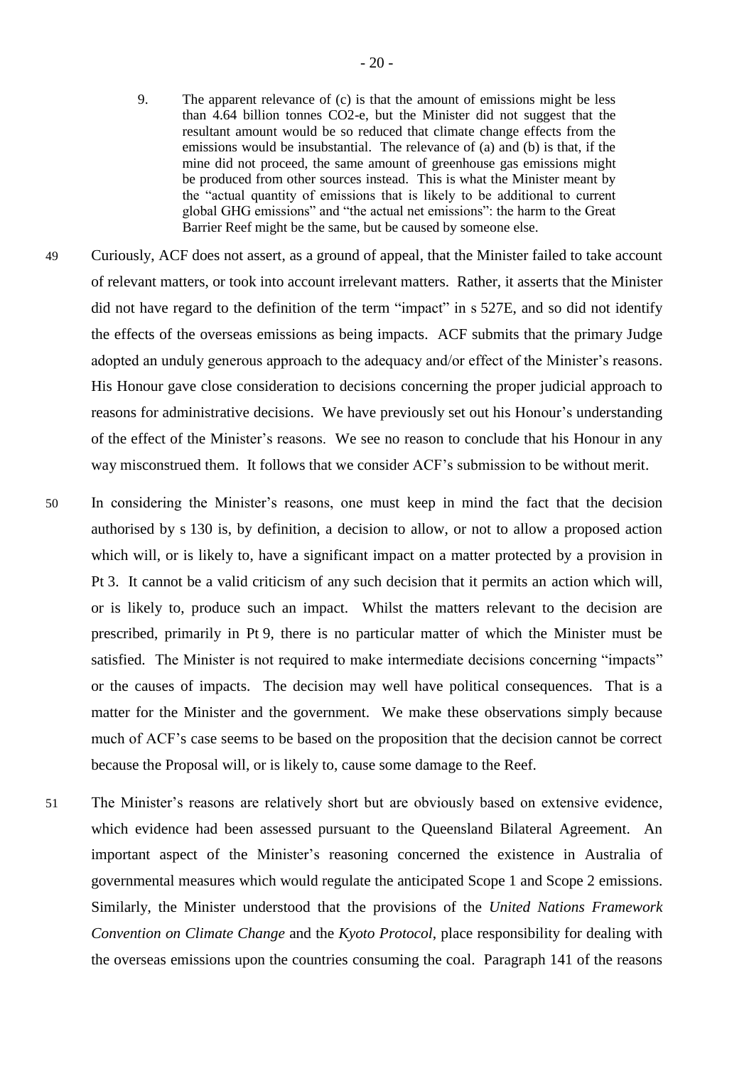9. The apparent relevance of (c) is that the amount of emissions might be less than 4.64 billion tonnes $CO_2$-e, but the Minister did not suggest that the resultant amount would be so reduced that climate change effects from the emissions would be insubstantial. The relevance of (a) and (b) is that, if the mine did not proceed, the same amount of greenhouse gas emissions might be produced from other sources instead. This is what the Minister meant by the "actual quantity of emissions that is likely to be additional to current global GHG emissions" and "the actual net emissions": the harm to the Great Barrier Reef might be the same, but be caused by someone else.

49 Curiously, ACF does not assert, as a ground of appeal, that the Minister failed to take account of relevant matters, or took into account irrelevant matters. Rather, it asserts that the Minister did not have regard to the definition of the term "impact" in s 527E, and so did not identify the effects of the overseas emissions as being impacts. ACF submits that the primary Judge adopted an unduly generous approach to the adequacy and/or effect of the Minister's reasons. His Honour gave close consideration to decisions concerning the proper judicial approach to reasons for administrative decisions. We have previously set out his Honour's understanding of the effect of the Minister's reasons. We see no reason to conclude that his Honour in any way misconstrued them. It follows that we consider ACF's submission to be without merit.

50 In considering the Minister's reasons, one must keep in mind the fact that the decision authorised by s 130 is, by definition, a decision to allow, or not to allow a proposed action which will, or is likely to, have a significant impact on a matter protected by a provision in Pt 3. It cannot be a valid criticism of any such decision that it permits an action which will, or is likely to, produce such an impact. Whilst the matters relevant to the decision are prescribed, primarily in Pt 9, there is no particular matter of which the Minister must be satisfied. The Minister is not required to make intermediate decisions concerning "impacts" or the causes of impacts. The decision may well have political consequences. That is a matter for the Minister and the government. We make these observations simply because much of ACF's case seems to be based on the proposition that the decision cannot be correct because the Proposal will, or is likely to, cause some damage to the Reef.

51 The Minister's reasons are relatively short but are obviously based on extensive evidence, which evidence had been assessed pursuant to the Queensland Bilateral Agreement. An important aspect of the Minister's reasoning concerned the existence in Australia of governmental measures which would regulate the anticipated Scope 1 and Scope 2 emissions. Similarly, the Minister understood that the provisions of the *United Nations Framework Convention on Climate Change* and the *Kyoto Protocol*, place responsibility for dealing with the overseas emissions upon the countries consuming the coal. Paragraph 141 of the reasons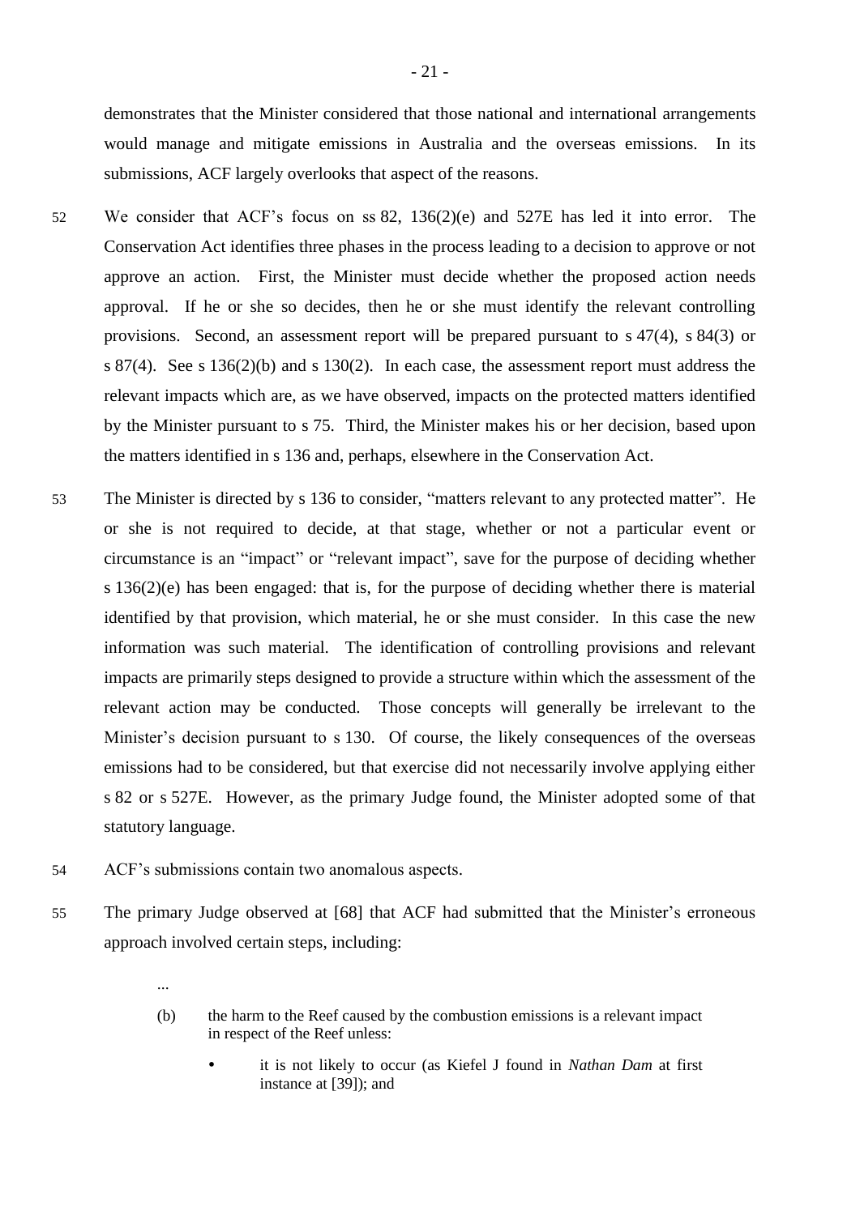demonstrates that the Minister considered that those national and international arrangements would manage and mitigate emissions in Australia and the overseas emissions. In its submissions, ACF largely overlooks that aspect of the reasons.

52 We consider that ACF's focus on ss 82, 136(2)(e) and 527E has led it into error. The Conservation Act identifies three phases in the process leading to a decision to approve or not approve an action. First, the Minister must decide whether the proposed action needs approval. If he or she so decides, then he or she must identify the relevant controlling provisions. Second, an assessment report will be prepared pursuant to s 47(4), s 84(3) or s 87(4). See s 136(2)(b) and s 130(2). In each case, the assessment report must address the relevant impacts which are, as we have observed, impacts on the protected matters identified by the Minister pursuant to s 75. Third, the Minister makes his or her decision, based upon the matters identified in s 136 and, perhaps, elsewhere in the Conservation Act.

53 The Minister is directed by s 136 to consider, "matters relevant to any protected matter". He or she is not required to decide, at that stage, whether or not a particular event or circumstance is an "impact" or "relevant impact", save for the purpose of deciding whether s 136(2)(e) has been engaged: that is, for the purpose of deciding whether there is material identified by that provision, which material, he or she must consider. In this case the new information was such material. The identification of controlling provisions and relevant impacts are primarily steps designed to provide a structure within which the assessment of the relevant action may be conducted. Those concepts will generally be irrelevant to the Minister's decision pursuant to s 130. Of course, the likely consequences of the overseas emissions had to be considered, but that exercise did not necessarily involve applying either s 82 or s 527E. However, as the primary Judge found, the Minister adopted some of that statutory language.

54 ACF's submissions contain two anomalous aspects.

55 The primary Judge observed at [68] that ACF had submitted that the Minister's erroneous approach involved certain steps, including:

> ...
>
> (b) the harm to the Reef caused by the combustion emissions is a relevant impact in respect of the Reef unless:
>
> - it is not likely to occur (as Kiefel J found in *Nathan Dam* at first instance at [39]); and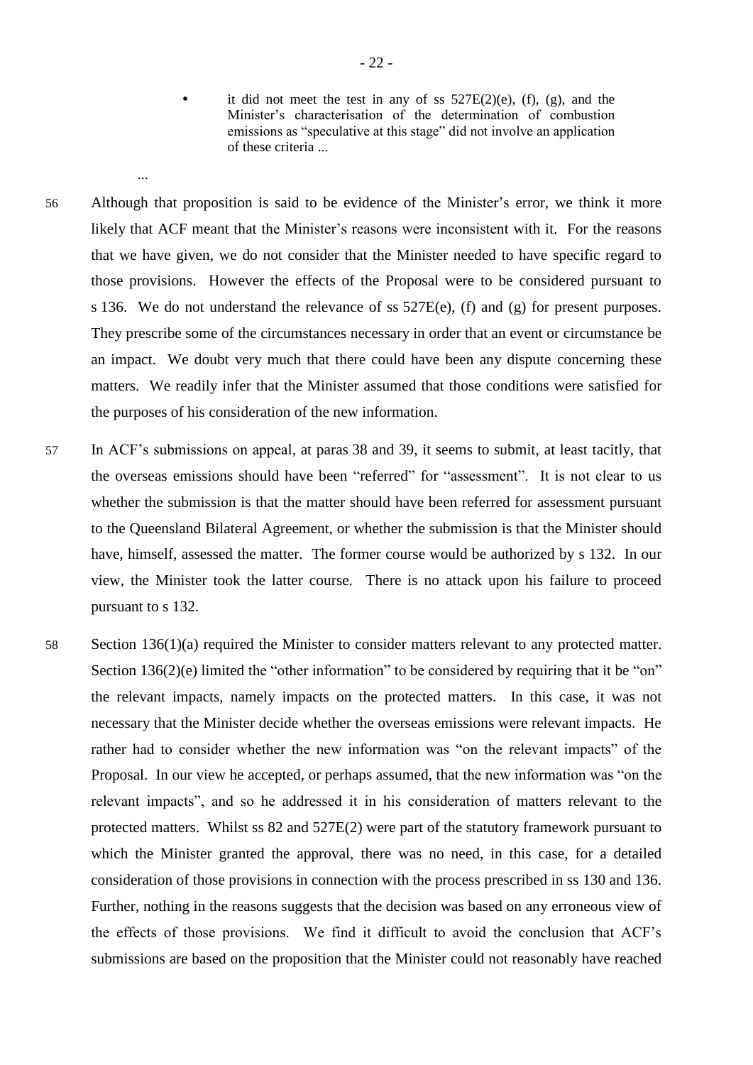- it did not meet the test in any of ss 527E(2)(e), (f), (g), and the Minister's characterisation of the determination of combustion emissions as "speculative at this stage" did not involve an application of these criteria ...

...

56 Although that proposition is said to be evidence of the Minister's error, we think it more likely that ACF meant that the Minister's reasons were inconsistent with it. For the reasons that we have given, we do not consider that the Minister needed to have specific regard to those provisions. However the effects of the Proposal were to be considered pursuant to s 136. We do not understand the relevance of ss 527E(e), (f) and (g) for present purposes. They prescribe some of the circumstances necessary in order that an event or circumstance be an impact. We doubt very much that there could have been any dispute concerning these matters. We readily infer that the Minister assumed that those conditions were satisfied for the purposes of his consideration of the new information.

57 In ACF's submissions on appeal, at paras 38 and 39, it seems to submit, at least tacitly, that the overseas emissions should have been "referred" for "assessment". It is not clear to us whether the submission is that the matter should have been referred for assessment pursuant to the Queensland Bilateral Agreement, or whether the submission is that the Minister should have, himself, assessed the matter. The former course would be authorized by s 132. In our view, the Minister took the latter course. There is no attack upon his failure to proceed pursuant to s 132.

58 Section 136(1)(a) required the Minister to consider matters relevant to any protected matter. Section 136(2)(e) limited the "other information" to be considered by requiring that it be "on" the relevant impacts, namely impacts on the protected matters. In this case, it was not necessary that the Minister decide whether the overseas emissions were relevant impacts. He rather had to consider whether the new information was "on the relevant impacts" of the Proposal. In our view he accepted, or perhaps assumed, that the new information was "on the relevant impacts", and so he addressed it in his consideration of matters relevant to the protected matters. Whilst ss 82 and 527E(2) were part of the statutory framework pursuant to which the Minister granted the approval, there was no need, in this case, for a detailed consideration of those provisions in connection with the process prescribed in ss 130 and 136. Further, nothing in the reasons suggests that the decision was based on any erroneous view of the effects of those provisions. We find it difficult to avoid the conclusion that ACF's submissions are based on the proposition that the Minister could not reasonably have reached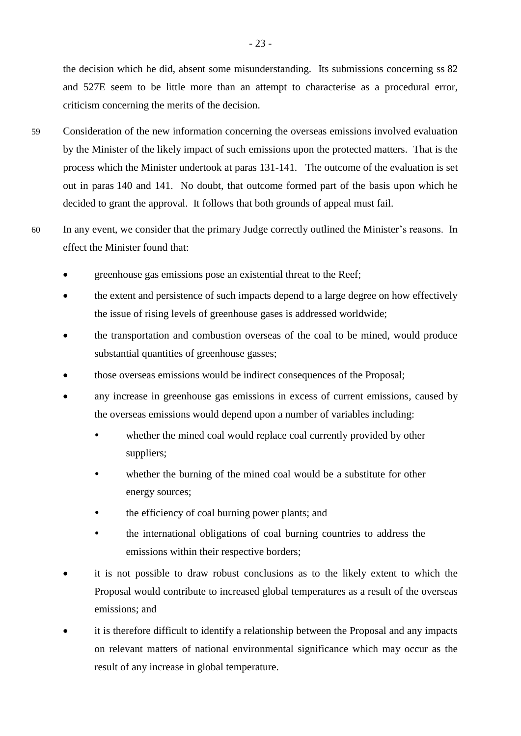the decision which he did, absent some misunderstanding. Its submissions concerning ss 82 and 527E seem to be little more than an attempt to characterise as a procedural error, criticism concerning the merits of the decision.

59 Consideration of the new information concerning the overseas emissions involved evaluation by the Minister of the likely impact of such emissions upon the protected matters. That is the process which the Minister undertook at paras 131-141. The outcome of the evaluation is set out in paras 140 and 141. No doubt, that outcome formed part of the basis upon which he decided to grant the approval. It follows that both grounds of appeal must fail.

60 In any event, we consider that the primary Judge correctly outlined the Minister's reasons. In effect the Minister found that:

- greenhouse gas emissions pose an existential threat to the Reef;
- the extent and persistence of such impacts depend to a large degree on how effectively the issue of rising levels of greenhouse gases is addressed worldwide;
- the transportation and combustion overseas of the coal to be mined, would produce substantial quantities of greenhouse gasses;
- those overseas emissions would be indirect consequences of the Proposal;
- any increase in greenhouse gas emissions in excess of current emissions, caused by the overseas emissions would depend upon a number of variables including:
  - whether the mined coal would replace coal currently provided by other suppliers;
  - whether the burning of the mined coal would be a substitute for other energy sources;
  - the efficiency of coal burning power plants; and
  - the international obligations of coal burning countries to address the emissions within their respective borders;
- it is not possible to draw robust conclusions as to the likely extent to which the Proposal would contribute to increased global temperatures as a result of the overseas emissions; and
- it is therefore difficult to identify a relationship between the Proposal and any impacts on relevant matters of national environmental significance which may occur as the result of any increase in global temperature.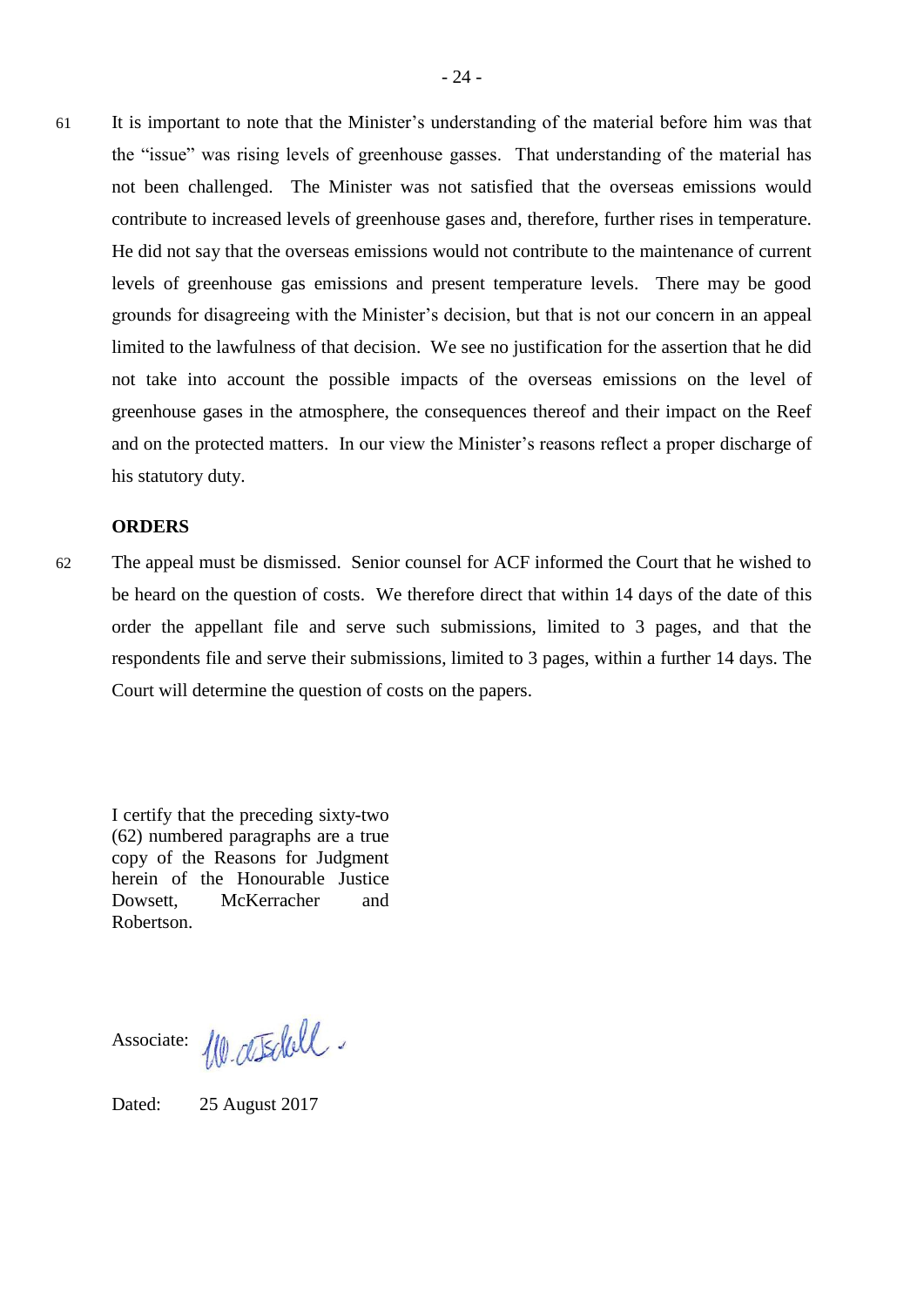61 It is important to note that the Minister's understanding of the material before him was that the "issue" was rising levels of greenhouse gasses. That understanding of the material has not been challenged. The Minister was not satisfied that the overseas emissions would contribute to increased levels of greenhouse gases and, therefore, further rises in temperature. He did not say that the overseas emissions would not contribute to the maintenance of current levels of greenhouse gas emissions and present temperature levels. There may be good grounds for disagreeing with the Minister's decision, but that is not our concern in an appeal limited to the lawfulness of that decision. We see no justification for the assertion that he did not take into account the possible impacts of the overseas emissions on the level of greenhouse gases in the atmosphere, the consequences thereof and their impact on the Reef and on the protected matters. In our view the Minister's reasons reflect a proper discharge of his statutory duty.

**ORDERS**

62 The appeal must be dismissed. Senior counsel for ACF informed the Court that he wished to be heard on the question of costs. We therefore direct that within 14 days of the date of this order the appellant file and serve such submissions, limited to 3 pages, and that the respondents file and serve their submissions, limited to 3 pages, within a further 14 days. The Court will determine the question of costs on the papers.

I certify that the preceding sixty-two (62) numbered paragraphs are a true copy of the Reasons for Judgment herein of the Honourable Justice Dowsett, McKerracher and Robertson.

Associate:

Dated: 25 August 2017